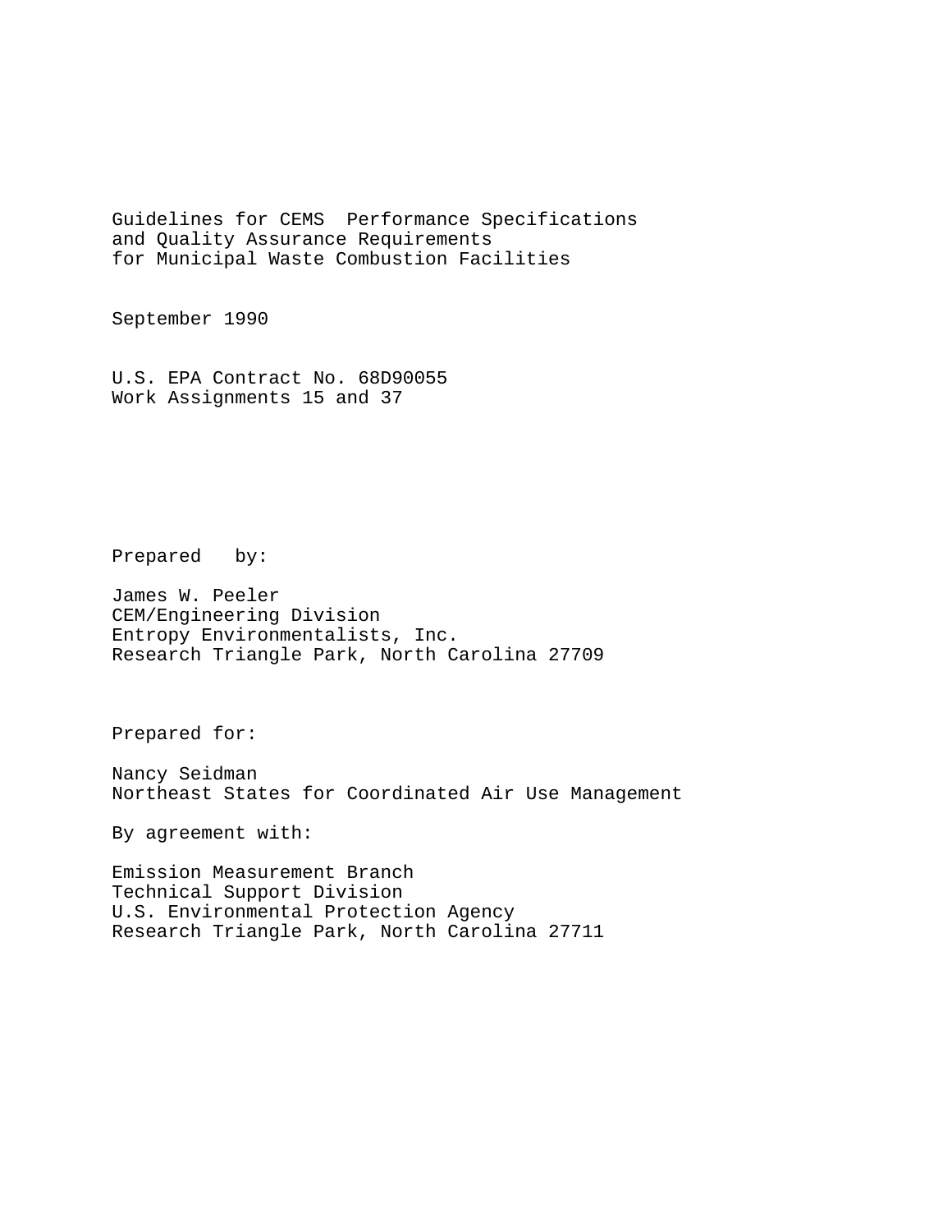# Guidelines for CEMS Performance Specifications and Quality Assurance Requirements for Municipal Waste Combustion Facilities

September 1990

U.S. EPA Contract No. 68D90055
Work Assignments 15 and 37

Prepared by:

James W. Peeler
CEM/Engineering Division
Entropy Environmentalists, Inc.
Research Triangle Park, North Carolina 27709

Prepared for:

Nancy Seidman
Northeast States for Coordinated Air Use Management

By agreement with:

Emission Measurement Branch
Technical Support Division
U.S. Environmental Protection Agency
Research Triangle Park, North Carolina 27711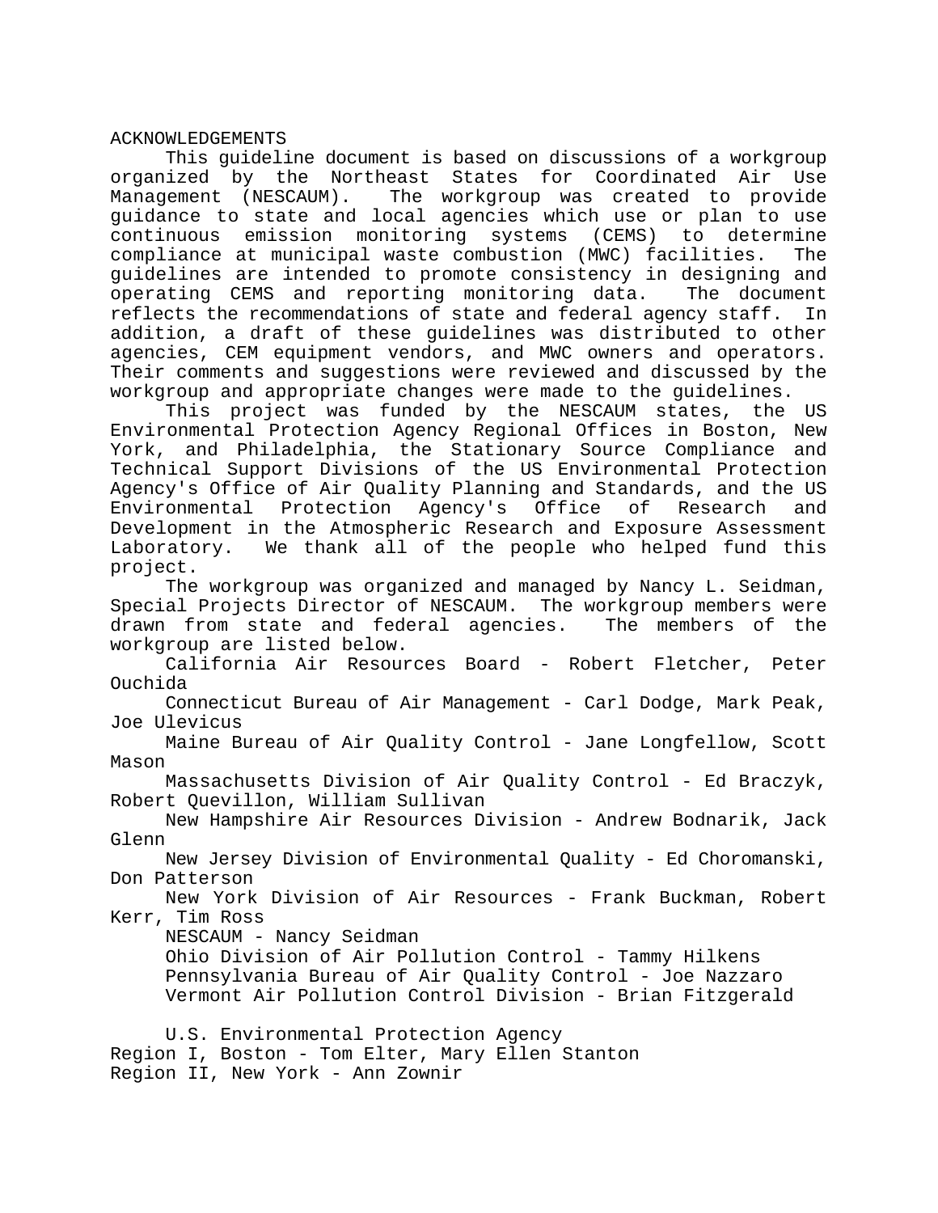# ACKNOWLEDGEMENTS

This guideline document is based on discussions of a workgroup organized by the Northeast States for Coordinated Air Use Management (NESCAUM). The workgroup was created to provide guidance to state and local agencies which use or plan to use continuous emission monitoring systems (CEMS) to determine compliance at municipal waste combustion (MWC) facilities. The guidelines are intended to promote consistency in designing and operating CEMS and reporting monitoring data. The document reflects the recommendations of state and federal agency staff. In addition, a draft of these guidelines was distributed to other agencies, CEM equipment vendors, and MWC owners and operators. Their comments and suggestions were reviewed and discussed by the workgroup and appropriate changes were made to the guidelines.

This project was funded by the NESCAUM states, the US Environmental Protection Agency Regional Offices in Boston, New York, and Philadelphia, the Stationary Source Compliance and Technical Support Divisions of the US Environmental Protection Agency's Office of Air Quality Planning and Standards, and the US Environmental Protection Agency's Office of Research and Development in the Atmospheric Research and Exposure Assessment Laboratory. We thank all of the people who helped fund this project.

The workgroup was organized and managed by Nancy L. Seidman, Special Projects Director of NESCAUM. The workgroup members were drawn from state and federal agencies. The members of the workgroup are listed below.

California Air Resources Board - Robert Fletcher, Peter Ouchida

Connecticut Bureau of Air Management - Carl Dodge, Mark Peak, Joe Ulevicus

Maine Bureau of Air Quality Control - Jane Longfellow, Scott Mason

Massachusetts Division of Air Quality Control - Ed Braczyk, Robert Quevillon, William Sullivan

New Hampshire Air Resources Division - Andrew Bodnarik, Jack Glenn

New Jersey Division of Environmental Quality - Ed Choromanski, Don Patterson

New York Division of Air Resources - Frank Buckman, Robert Kerr, Tim Ross

NESCAUM - Nancy Seidman

Ohio Division of Air Pollution Control - Tammy Hilkens

Pennsylvania Bureau of Air Quality Control - Joe Nazzaro

Vermont Air Pollution Control Division - Brian Fitzgerald

U.S. Environmental Protection Agency

Region I, Boston - Tom Elter, Mary Ellen Stanton

Region II, New York - Ann Zownir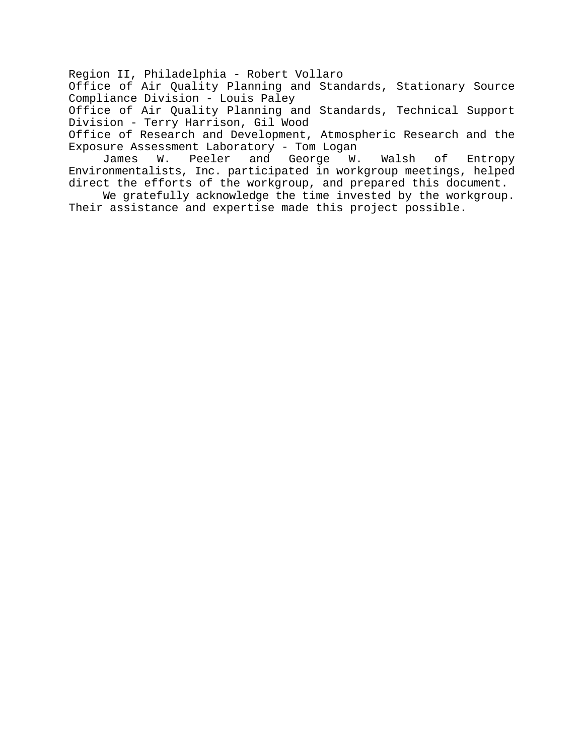Region II, Philadelphia - Robert Vollaro

Office of Air Quality Planning and Standards, Stationary Source Compliance Division - Louis Paley

Office of Air Quality Planning and Standards, Technical Support Division - Terry Harrison, Gil Wood

Office of Research and Development, Atmospheric Research and the Exposure Assessment Laboratory - Tom Logan

James W. Peeler and George W. Walsh of Entropy Environmentalists, Inc. participated in workgroup meetings, helped direct the efforts of the workgroup, and prepared this document.

We gratefully acknowledge the time invested by the workgroup. Their assistance and expertise made this project possible.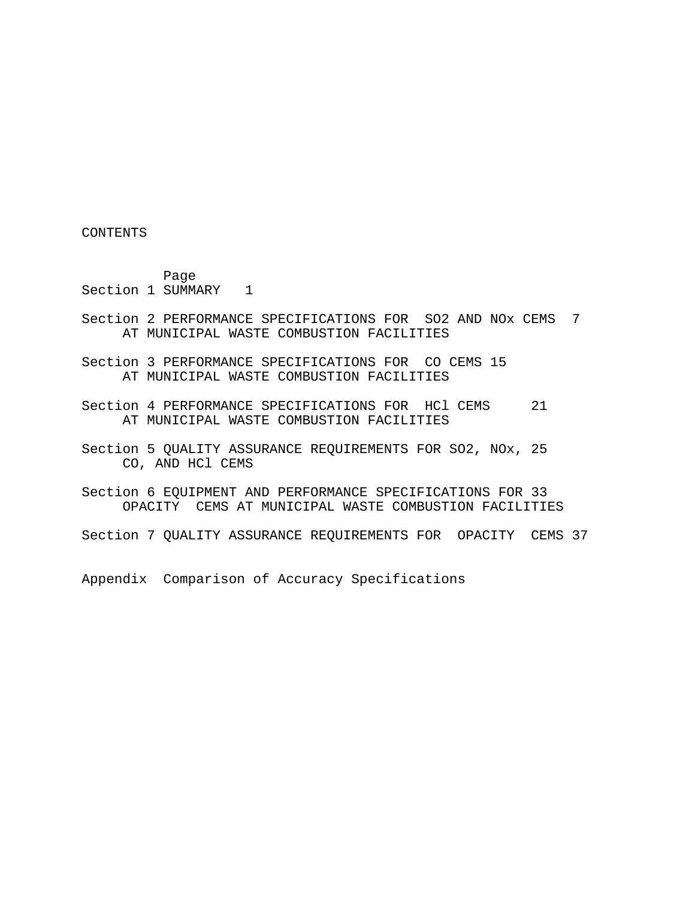# CONTENTS

| | Page |
|---|---|
| Section 1 SUMMARY | 1 |
| Section 2 PERFORMANCE SPECIFICATIONS FOR $SO_2$ AND $NO_x$ CEMS AT MUNICIPAL WASTE COMBUSTION FACILITIES | 7 |
| Section 3 PERFORMANCE SPECIFICATIONS FOR CO CEMS AT MUNICIPAL WASTE COMBUSTION FACILITIES | 15 |
| Section 4 PERFORMANCE SPECIFICATIONS FOR HCl CEMS AT MUNICIPAL WASTE COMBUSTION FACILITIES | 21 |
| Section 5 QUALITY ASSURANCE REQUIREMENTS FOR $SO_2$, $NO_x$, CO, AND HCl CEMS | 25 |
| Section 6 EQUIPMENT AND PERFORMANCE SPECIFICATIONS FOR OPACITY CEMS AT MUNICIPAL WASTE COMBUSTION FACILITIES | 33 |
| Section 7 QUALITY ASSURANCE REQUIREMENTS FOR OPACITY CEMS | 37 |
| Appendix Comparison of Accuracy Specifications | |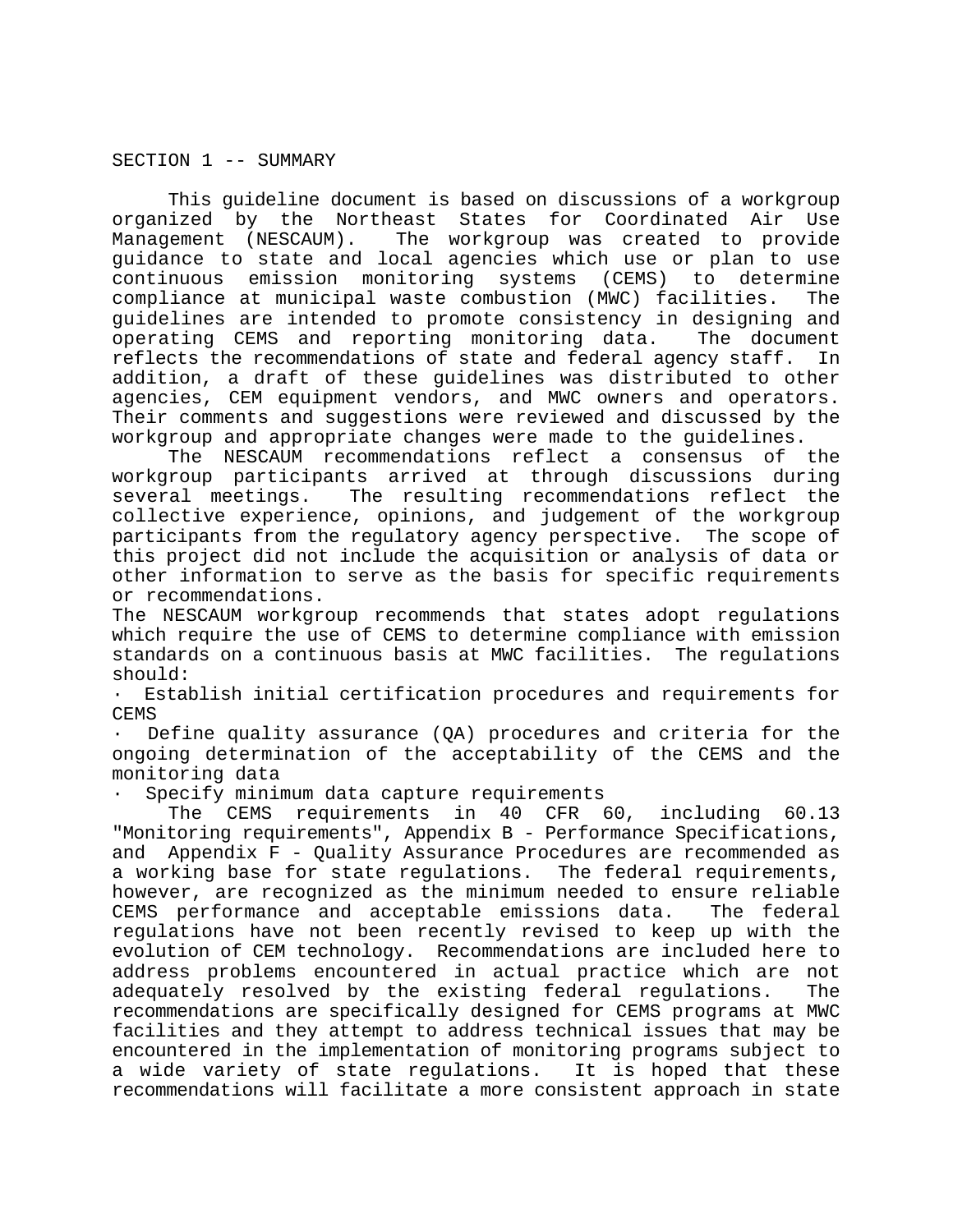## SECTION 1 -- SUMMARY

This guideline document is based on discussions of a workgroup organized by the Northeast States for Coordinated Air Use Management (NESCAUM). The workgroup was created to provide guidance to state and local agencies which use or plan to use continuous emission monitoring systems (CEMS) to determine compliance at municipal waste combustion (MWC) facilities. The guidelines are intended to promote consistency in designing and operating CEMS and reporting monitoring data. The document reflects the recommendations of state and federal agency staff. In addition, a draft of these guidelines was distributed to other agencies, CEM equipment vendors, and MWC owners and operators. Their comments and suggestions were reviewed and discussed by the workgroup and appropriate changes were made to the guidelines.

The NESCAUM recommendations reflect a consensus of the workgroup participants arrived at through discussions during several meetings. The resulting recommendations reflect the collective experience, opinions, and judgement of the workgroup participants from the regulatory agency perspective. The scope of this project did not include the acquisition or analysis of data or other information to serve as the basis for specific requirements or recommendations.

The NESCAUM workgroup recommends that states adopt regulations which require the use of CEMS to determine compliance with emission standards on a continuous basis at MWC facilities. The regulations should:

- Establish initial certification procedures and requirements for CEMS
- Define quality assurance (QA) procedures and criteria for the ongoing determination of the acceptability of the CEMS and the monitoring data
- Specify minimum data capture requirements

The CEMS requirements in 40 CFR 60, including 60.13 "Monitoring requirements", Appendix B - Performance Specifications, and Appendix F - Quality Assurance Procedures are recommended as a working base for state regulations. The federal requirements, however, are recognized as the minimum needed to ensure reliable CEMS performance and acceptable emissions data. The federal regulations have not been recently revised to keep up with the evolution of CEM technology. Recommendations are included here to address problems encountered in actual practice which are not adequately resolved by the existing federal regulations. The recommendations are specifically designed for CEMS programs at MWC facilities and they attempt to address technical issues that may be encountered in the implementation of monitoring programs subject to a wide variety of state regulations. It is hoped that these recommendations will facilitate a more consistent approach in state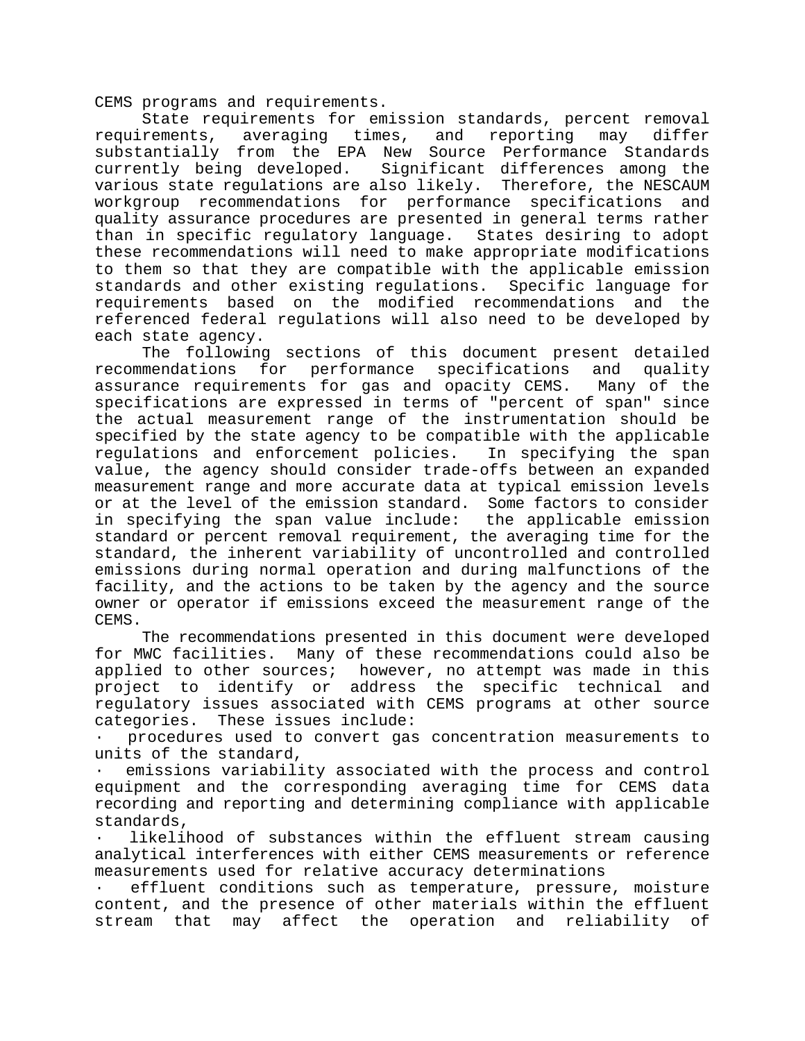CEMS programs and requirements.

State requirements for emission standards, percent removal requirements, averaging times, and reporting may differ substantially from the EPA New Source Performance Standards currently being developed. Significant differences among the various state regulations are also likely. Therefore, the NESCAUM workgroup recommendations for performance specifications and quality assurance procedures are presented in general terms rather than in specific regulatory language. States desiring to adopt these recommendations will need to make appropriate modifications to them so that they are compatible with the applicable emission standards and other existing regulations. Specific language for requirements based on the modified recommendations and the referenced federal regulations will also need to be developed by each state agency.

The following sections of this document present detailed recommendations for performance specifications and quality assurance requirements for gas and opacity CEMS. Many of the specifications are expressed in terms of "percent of span" since the actual measurement range of the instrumentation should be specified by the state agency to be compatible with the applicable regulations and enforcement policies. In specifying the span value, the agency should consider trade-offs between an expanded measurement range and more accurate data at typical emission levels or at the level of the emission standard. Some factors to consider in specifying the span value include: the applicable emission standard or percent removal requirement, the averaging time for the standard, the inherent variability of uncontrolled and controlled emissions during normal operation and during malfunctions of the facility, and the actions to be taken by the agency and the source owner or operator if emissions exceed the measurement range of the CEMS.

The recommendations presented in this document were developed for MWC facilities. Many of these recommendations could also be applied to other sources; however, no attempt was made in this project to identify or address the specific technical and regulatory issues associated with CEMS programs at other source categories. These issues include:

- procedures used to convert gas concentration measurements to units of the standard,
- emissions variability associated with the process and control equipment and the corresponding averaging time for CEMS data recording and reporting and determining compliance with applicable standards,
- likelihood of substances within the effluent stream causing analytical interferences with either CEMS measurements or reference measurements used for relative accuracy determinations
- effluent conditions such as temperature, pressure, moisture content, and the presence of other materials within the effluent stream that may affect the operation and reliability of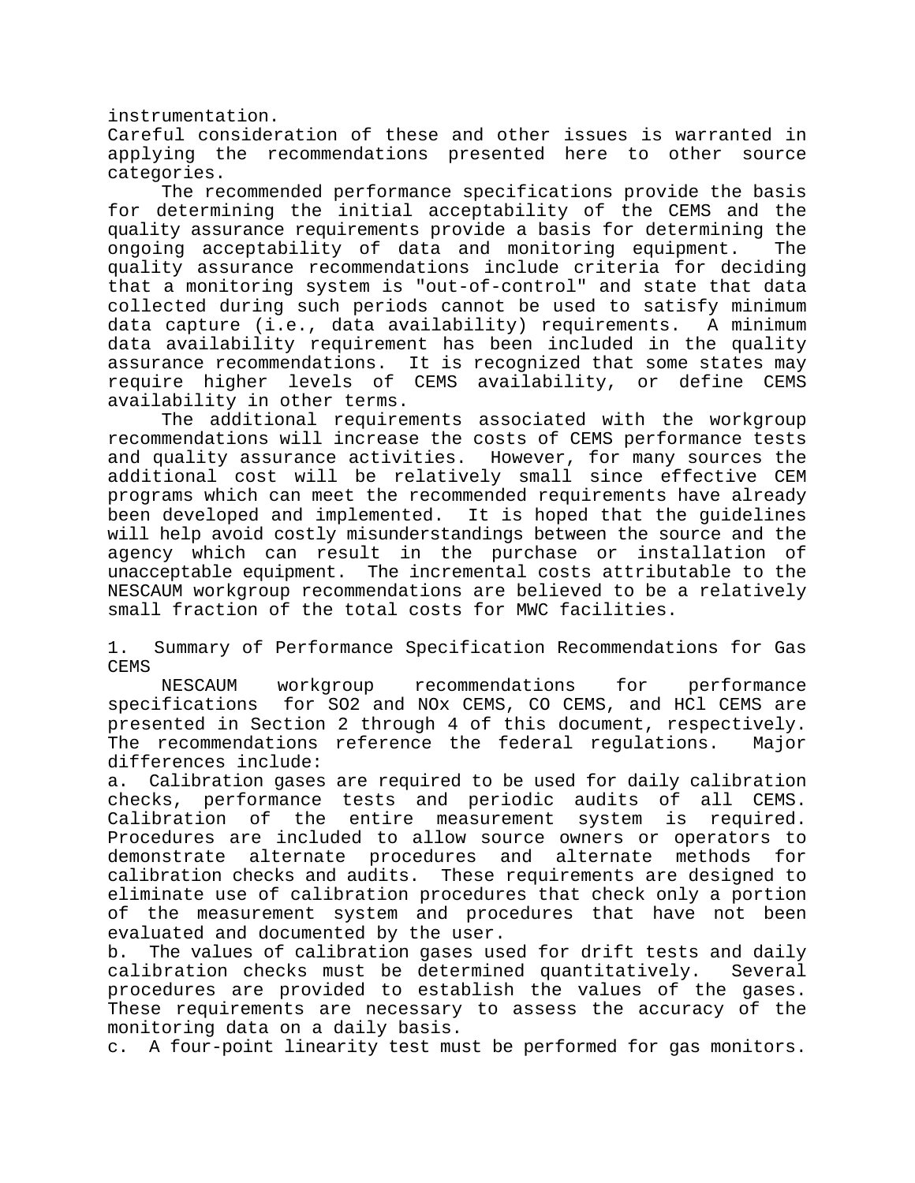instrumentation.

Careful consideration of these and other issues is warranted in applying the recommendations presented here to other source categories.

The recommended performance specifications provide the basis for determining the initial acceptability of the CEMS and the quality assurance requirements provide a basis for determining the ongoing acceptability of data and monitoring equipment. The quality assurance recommendations include criteria for deciding that a monitoring system is "out-of-control" and state that data collected during such periods cannot be used to satisfy minimum data capture (i.e., data availability) requirements. A minimum data availability requirement has been included in the quality assurance recommendations. It is recognized that some states may require higher levels of CEMS availability, or define CEMS availability in other terms.

The additional requirements associated with the workgroup recommendations will increase the costs of CEMS performance tests and quality assurance activities. However, for many sources the additional cost will be relatively small since effective CEM programs which can meet the recommended requirements have already been developed and implemented. It is hoped that the guidelines will help avoid costly misunderstandings between the source and the agency which can result in the purchase or installation of unacceptable equipment. The incremental costs attributable to the NESCAUM workgroup recommendations are believed to be a relatively small fraction of the total costs for MWC facilities.

## 1. Summary of Performance Specification Recommendations for Gas CEMS

NESCAUM workgroup recommendations for performance specifications for $SO_2$ and $NO_x$ CEMS, CO CEMS, and HCl CEMS are presented in Section 2 through 4 of this document, respectively. The recommendations reference the federal regulations. Major differences include:

a. Calibration gases are required to be used for daily calibration checks, performance tests and periodic audits of all CEMS. Calibration of the entire measurement system is required. Procedures are included to allow source owners or operators to demonstrate alternate procedures and alternate methods for calibration checks and audits. These requirements are designed to eliminate use of calibration procedures that check only a portion of the measurement system and procedures that have not been evaluated and documented by the user.

b. The values of calibration gases used for drift tests and daily calibration checks must be determined quantitatively. Several procedures are provided to establish the values of the gases. These requirements are necessary to assess the accuracy of the monitoring data on a daily basis.

c. A four-point linearity test must be performed for gas monitors.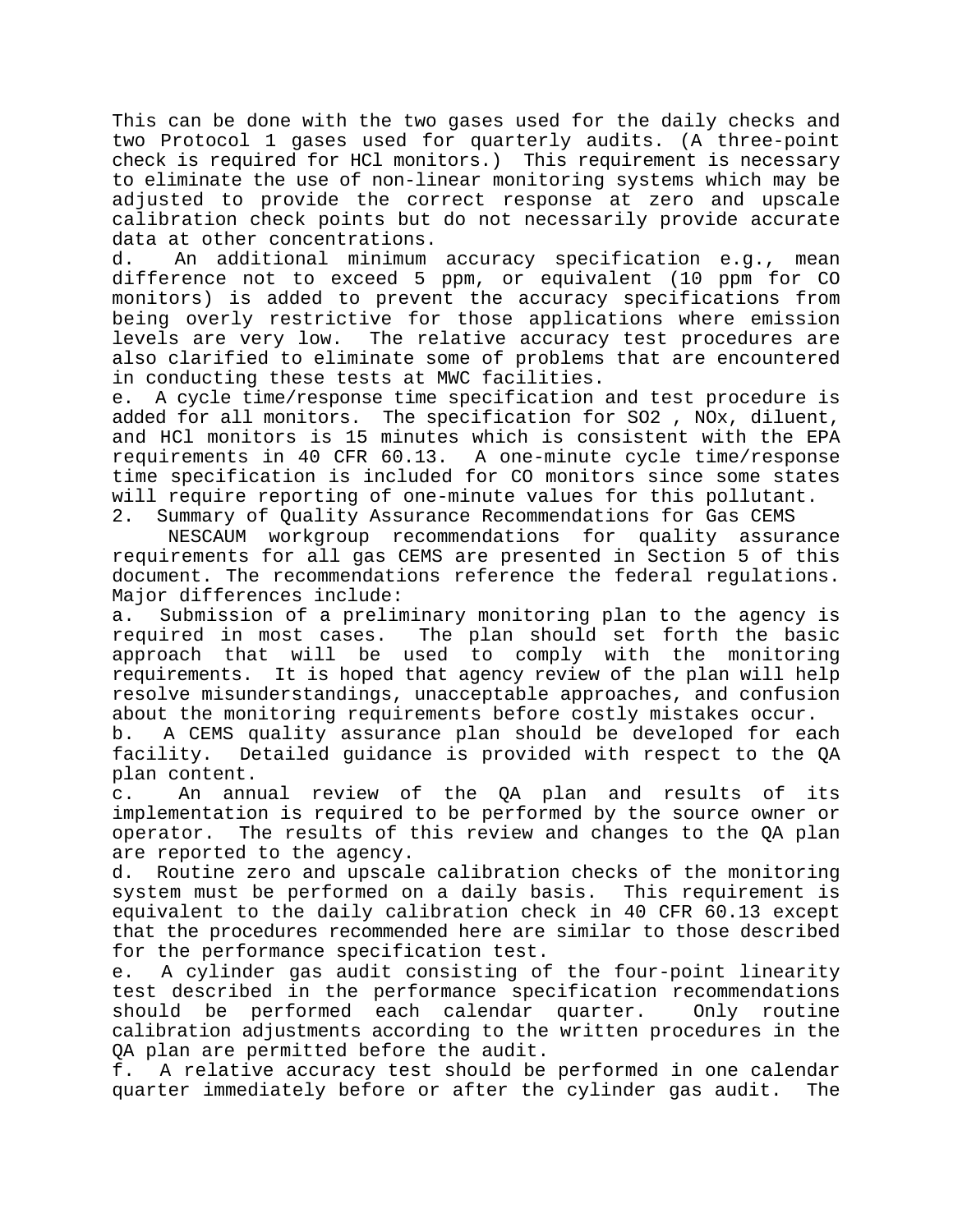This can be done with the two gases used for the daily checks and two Protocol 1 gases used for quarterly audits. (A three-point check is required for HCl monitors.) This requirement is necessary to eliminate the use of non-linear monitoring systems which may be adjusted to provide the correct response at zero and upscale calibration check points but do not necessarily provide accurate data at other concentrations.

d. An additional minimum accuracy specification e.g., mean difference not to exceed 5 ppm, or equivalent (10 ppm for CO monitors) is added to prevent the accuracy specifications from being overly restrictive for those applications where emission levels are very low. The relative accuracy test procedures are also clarified to eliminate some of problems that are encountered in conducting these tests at MWC facilities.

e. A cycle time/response time specification and test procedure is added for all monitors. The specification for $SO_2$, $NO_x$, diluent, and HCl monitors is 15 minutes which is consistent with the EPA requirements in 40 CFR 60.13. A one-minute cycle time/response time specification is included for CO monitors since some states will require reporting of one-minute values for this pollutant.

2. Summary of Quality Assurance Recommendations for Gas CEMS

NESCAUM workgroup recommendations for quality assurance requirements for all gas CEMS are presented in Section 5 of this document. The recommendations reference the federal regulations. Major differences include:

a. Submission of a preliminary monitoring plan to the agency is required in most cases. The plan should set forth the basic approach that will be used to comply with the monitoring requirements. It is hoped that agency review of the plan will help resolve misunderstandings, unacceptable approaches, and confusion about the monitoring requirements before costly mistakes occur.

b. A CEMS quality assurance plan should be developed for each facility. Detailed guidance is provided with respect to the QA plan content.

c. An annual review of the QA plan and results of its implementation is required to be performed by the source owner or operator. The results of this review and changes to the QA plan are reported to the agency.

d. Routine zero and upscale calibration checks of the monitoring system must be performed on a daily basis. This requirement is equivalent to the daily calibration check in 40 CFR 60.13 except that the procedures recommended here are similar to those described for the performance specification test.

e. A cylinder gas audit consisting of the four-point linearity test described in the performance specification recommendations should be performed each calendar quarter. Only routine calibration adjustments according to the written procedures in the QA plan are permitted before the audit.

f. A relative accuracy test should be performed in one calendar quarter immediately before or after the cylinder gas audit. The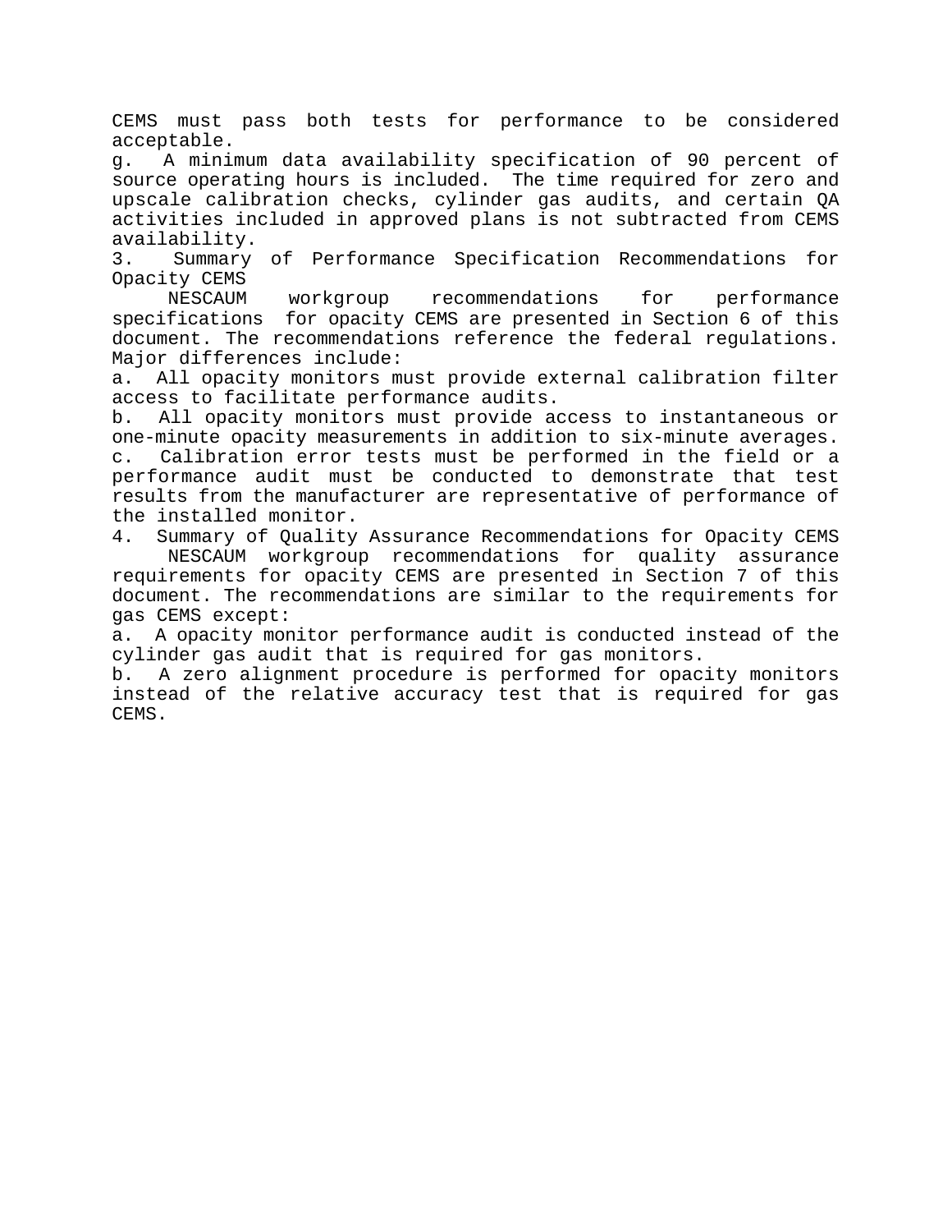CEMS must pass both tests for performance to be considered acceptable.

g. A minimum data availability specification of 90 percent of source operating hours is included. The time required for zero and upscale calibration checks, cylinder gas audits, and certain QA activities included in approved plans is not subtracted from CEMS availability.

3. Summary of Performance Specification Recommendations for Opacity CEMS

NESCAUM workgroup recommendations for performance specifications for opacity CEMS are presented in Section 6 of this document. The recommendations reference the federal regulations. Major differences include:

a. All opacity monitors must provide external calibration filter access to facilitate performance audits.

b. All opacity monitors must provide access to instantaneous or one-minute opacity measurements in addition to six-minute averages.

c. Calibration error tests must be performed in the field or a performance audit must be conducted to demonstrate that test results from the manufacturer are representative of performance of the installed monitor.

4. Summary of Quality Assurance Recommendations for Opacity CEMS

NESCAUM workgroup recommendations for quality assurance requirements for opacity CEMS are presented in Section 7 of this document. The recommendations are similar to the requirements for gas CEMS except:

a. A opacity monitor performance audit is conducted instead of the cylinder gas audit that is required for gas monitors.

b. A zero alignment procedure is performed for opacity monitors instead of the relative accuracy test that is required for gas CEMS.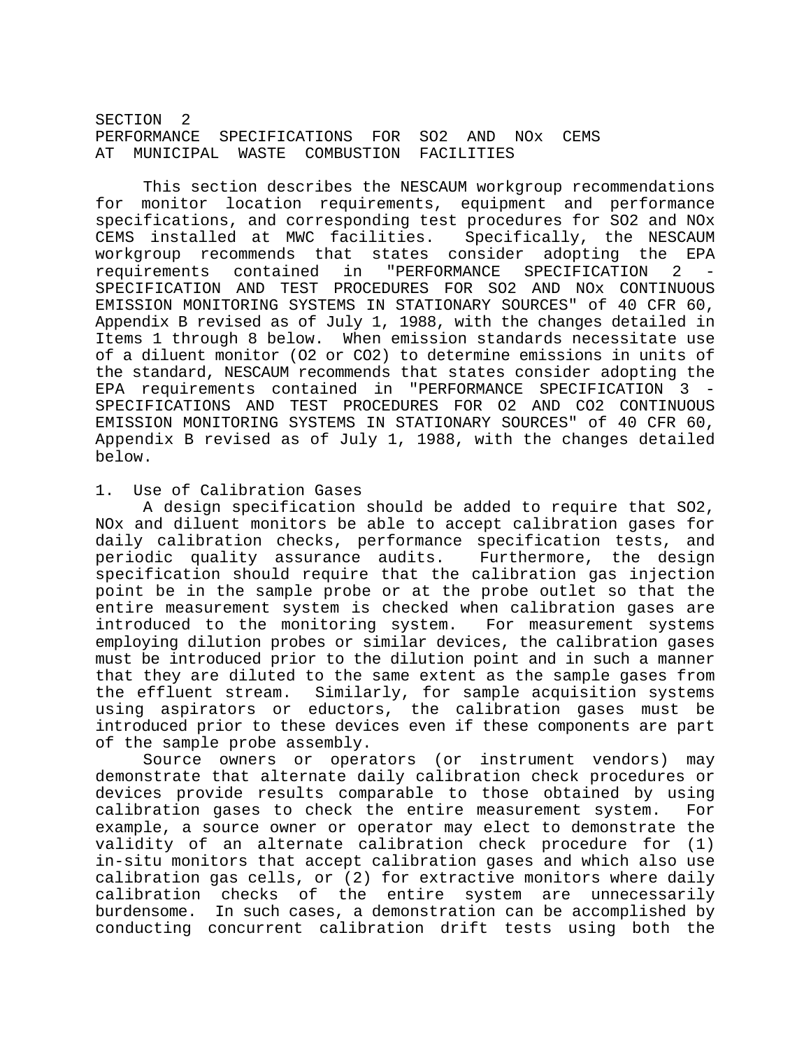# SECTION 2
# PERFORMANCE SPECIFICATIONS FOR $SO_2$ AND $NO_x$ CEMS AT MUNICIPAL WASTE COMBUSTION FACILITIES

This section describes the NESCAUM workgroup recommendations for monitor location requirements, equipment and performance specifications, and corresponding test procedures for $SO_2$ and $NO_x$ CEMS installed at MWC facilities. Specifically, the NESCAUM workgroup recommends that states consider adopting the EPA requirements contained in "PERFORMANCE SPECIFICATION 2 - SPECIFICATION AND TEST PROCEDURES FOR $SO_2$ AND $NO_x$ CONTINUOUS EMISSION MONITORING SYSTEMS IN STATIONARY SOURCES" of 40 CFR 60, Appendix B revised as of July 1, 1988, with the changes detailed in Items 1 through 8 below. When emission standards necessitate use of a diluent monitor ($O_2$ or $CO_2$) to determine emissions in units of the standard, NESCAUM recommends that states consider adopting the EPA requirements contained in "PERFORMANCE SPECIFICATION 3 - SPECIFICATIONS AND TEST PROCEDURES FOR $O_2$ AND $CO_2$ CONTINUOUS EMISSION MONITORING SYSTEMS IN STATIONARY SOURCES" of 40 CFR 60, Appendix B revised as of July 1, 1988, with the changes detailed below.

## 1. Use of Calibration Gases

A design specification should be added to require that $SO_2$, $NO_x$ and diluent monitors be able to accept calibration gases for daily calibration checks, performance specification tests, and periodic quality assurance audits. Furthermore, the design specification should require that the calibration gas injection point be in the sample probe or at the probe outlet so that the entire measurement system is checked when calibration gases are introduced to the monitoring system. For measurement systems employing dilution probes or similar devices, the calibration gases must be introduced prior to the dilution point and in such a manner that they are diluted to the same extent as the sample gases from the effluent stream. Similarly, for sample acquisition systems using aspirators or eductors, the calibration gases must be introduced prior to these devices even if these components are part of the sample probe assembly.

Source owners or operators (or instrument vendors) may demonstrate that alternate daily calibration check procedures or devices provide results comparable to those obtained by using calibration gases to check the entire measurement system. For example, a source owner or operator may elect to demonstrate the validity of an alternate calibration check procedure for (1) in-situ monitors that accept calibration gases and which also use calibration gas cells, or (2) for extractive monitors where daily calibration checks of the entire system are unnecessarily burdensome. In such cases, a demonstration can be accomplished by conducting concurrent calibration drift tests using both the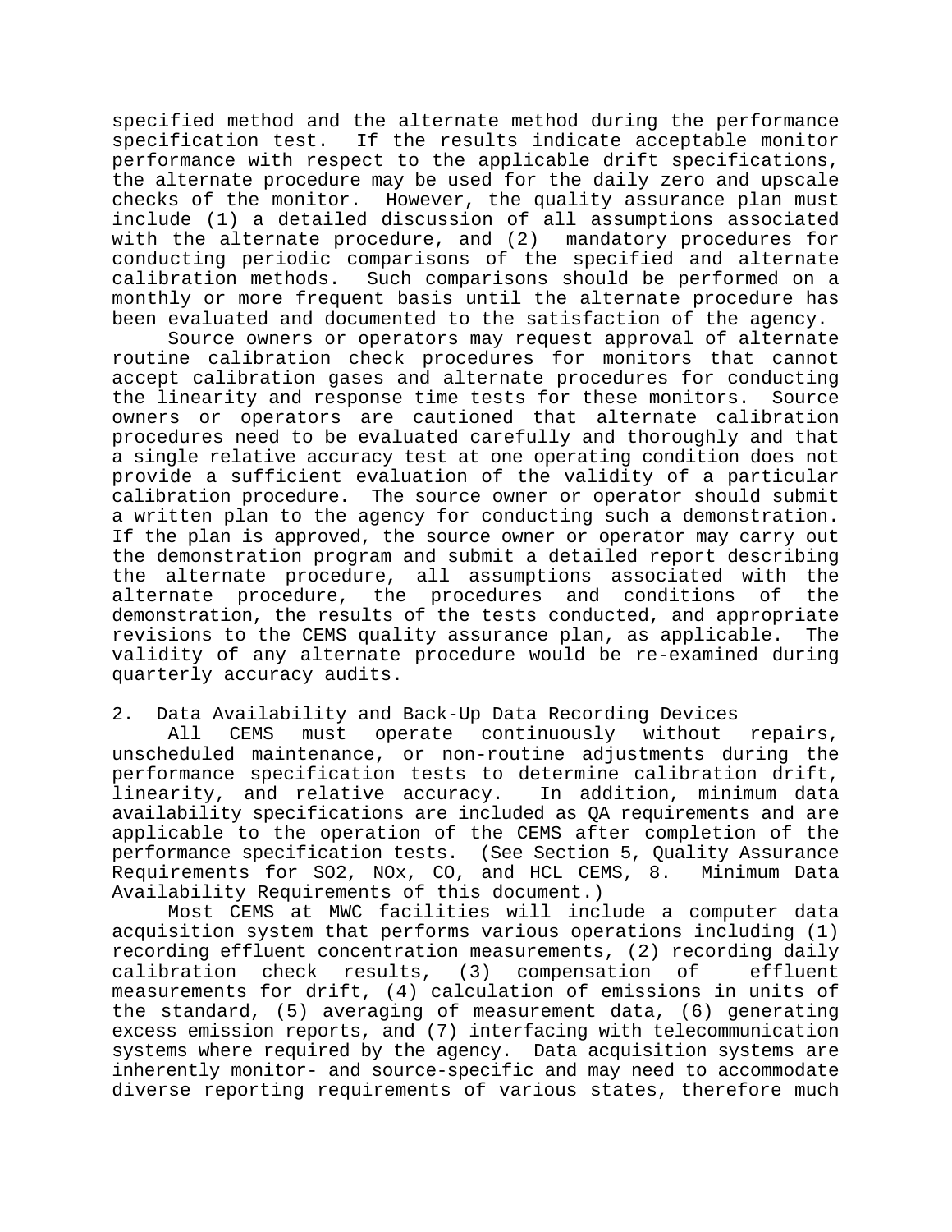specified method and the alternate method during the performance specification test. If the results indicate acceptable monitor performance with respect to the applicable drift specifications, the alternate procedure may be used for the daily zero and upscale checks of the monitor. However, the quality assurance plan must include (1) a detailed discussion of all assumptions associated with the alternate procedure, and (2) mandatory procedures for conducting periodic comparisons of the specified and alternate calibration methods. Such comparisons should be performed on a monthly or more frequent basis until the alternate procedure has been evaluated and documented to the satisfaction of the agency.

Source owners or operators may request approval of alternate routine calibration check procedures for monitors that cannot accept calibration gases and alternate procedures for conducting the linearity and response time tests for these monitors. Source owners or operators are cautioned that alternate calibration procedures need to be evaluated carefully and thoroughly and that a single relative accuracy test at one operating condition does not provide a sufficient evaluation of the validity of a particular calibration procedure. The source owner or operator should submit a written plan to the agency for conducting such a demonstration. If the plan is approved, the source owner or operator may carry out the demonstration program and submit a detailed report describing the alternate procedure, all assumptions associated with the alternate procedure, the procedures and conditions of the demonstration, the results of the tests conducted, and appropriate revisions to the CEMS quality assurance plan, as applicable. The validity of any alternate procedure would be re-examined during quarterly accuracy audits.

## 2. Data Availability and Back-Up Data Recording Devices

All CEMS must operate continuously without repairs, unscheduled maintenance, or non-routine adjustments during the performance specification tests to determine calibration drift, linearity, and relative accuracy. In addition, minimum data availability specifications are included as QA requirements and are applicable to the operation of the CEMS after completion of the performance specification tests. (See Section 5, Quality Assurance Requirements for $SO_2$, $NO_x$, CO, and HCL CEMS, 8. Minimum Data Availability Requirements of this document.)

Most CEMS at MWC facilities will include a computer data acquisition system that performs various operations including (1) recording effluent concentration measurements, (2) recording daily calibration check results, (3) compensation of effluent measurements for drift, (4) calculation of emissions in units of the standard, (5) averaging of measurement data, (6) generating excess emission reports, and (7) interfacing with telecommunication systems where required by the agency. Data acquisition systems are inherently monitor- and source-specific and may need to accommodate diverse reporting requirements of various states, therefore much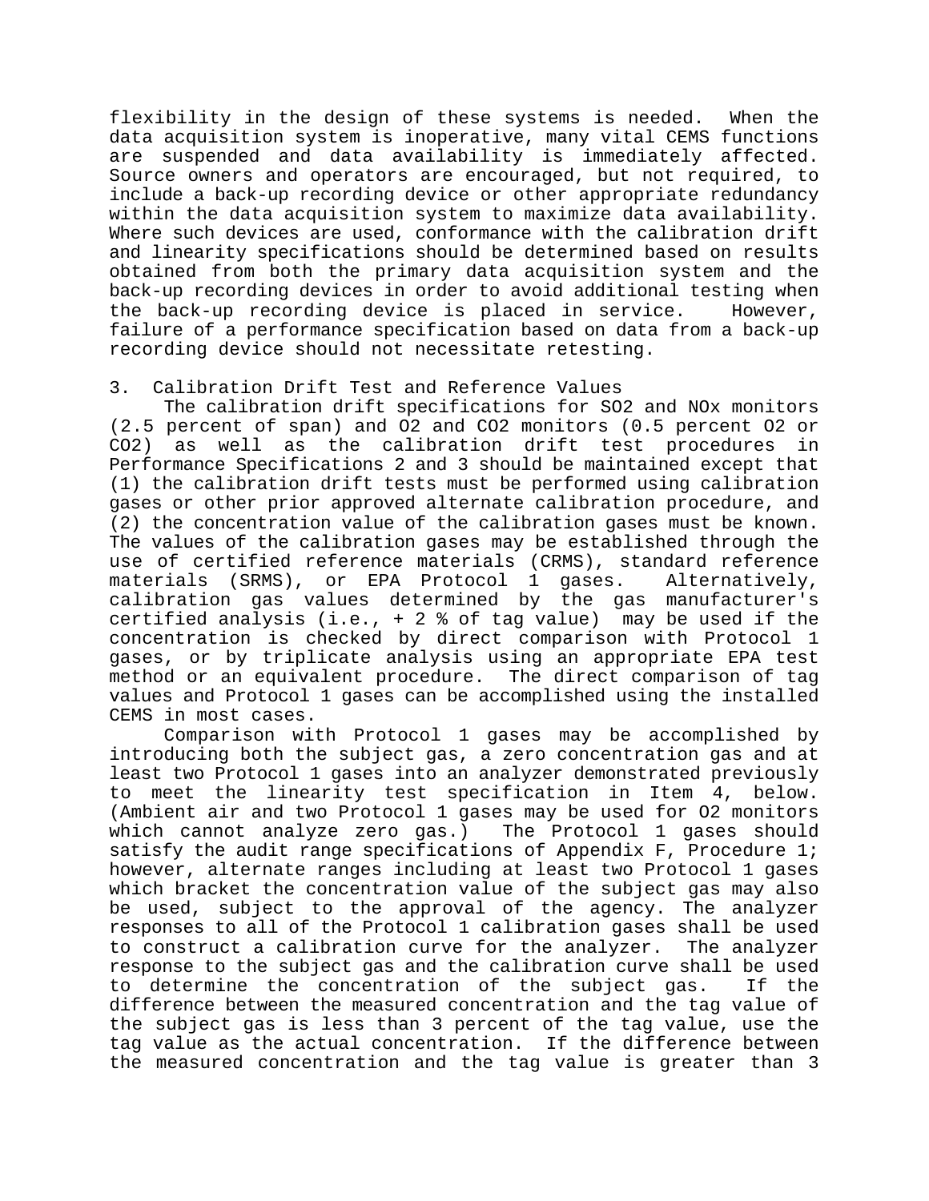flexibility in the design of these systems is needed. When the data acquisition system is inoperative, many vital CEMS functions are suspended and data availability is immediately affected. Source owners and operators are encouraged, but not required, to include a back-up recording device or other appropriate redundancy within the data acquisition system to maximize data availability. Where such devices are used, conformance with the calibration drift and linearity specifications should be determined based on results obtained from both the primary data acquisition system and the back-up recording devices in order to avoid additional testing when the back-up recording device is placed in service. However, failure of a performance specification based on data from a back-up recording device should not necessitate retesting.

## 3. Calibration Drift Test and Reference Values

The calibration drift specifications for $SO_2$ and $NO_x$ monitors (2.5 percent of span) and $O_2$ and $CO_2$ monitors (0.5 percent $O_2$ or $CO_2$) as well as the calibration drift test procedures in Performance Specifications 2 and 3 should be maintained except that (1) the calibration drift tests must be performed using calibration gases or other prior approved alternate calibration procedure, and (2) the concentration value of the calibration gases must be known. The values of the calibration gases may be established through the use of certified reference materials (CRMS), standard reference materials (SRMS), or EPA Protocol 1 gases. Alternatively, calibration gas values determined by the gas manufacturer's certified analysis (i.e., + 2 % of tag value) may be used if the concentration is checked by direct comparison with Protocol 1 gases, or by triplicate analysis using an appropriate EPA test method or an equivalent procedure. The direct comparison of tag values and Protocol 1 gases can be accomplished using the installed CEMS in most cases.

Comparison with Protocol 1 gases may be accomplished by introducing both the subject gas, a zero concentration gas and at least two Protocol 1 gases into an analyzer demonstrated previously to meet the linearity test specification in Item 4, below. (Ambient air and two Protocol 1 gases may be used for $O_2$ monitors which cannot analyze zero gas.) The Protocol 1 gases should satisfy the audit range specifications of Appendix F, Procedure 1; however, alternate ranges including at least two Protocol 1 gases which bracket the concentration value of the subject gas may also be used, subject to the approval of the agency. The analyzer responses to all of the Protocol 1 calibration gases shall be used to construct a calibration curve for the analyzer. The analyzer response to the subject gas and the calibration curve shall be used to determine the concentration of the subject gas. If the difference between the measured concentration and the tag value of the subject gas is less than 3 percent of the tag value, use the tag value as the actual concentration. If the difference between the measured concentration and the tag value is greater than 3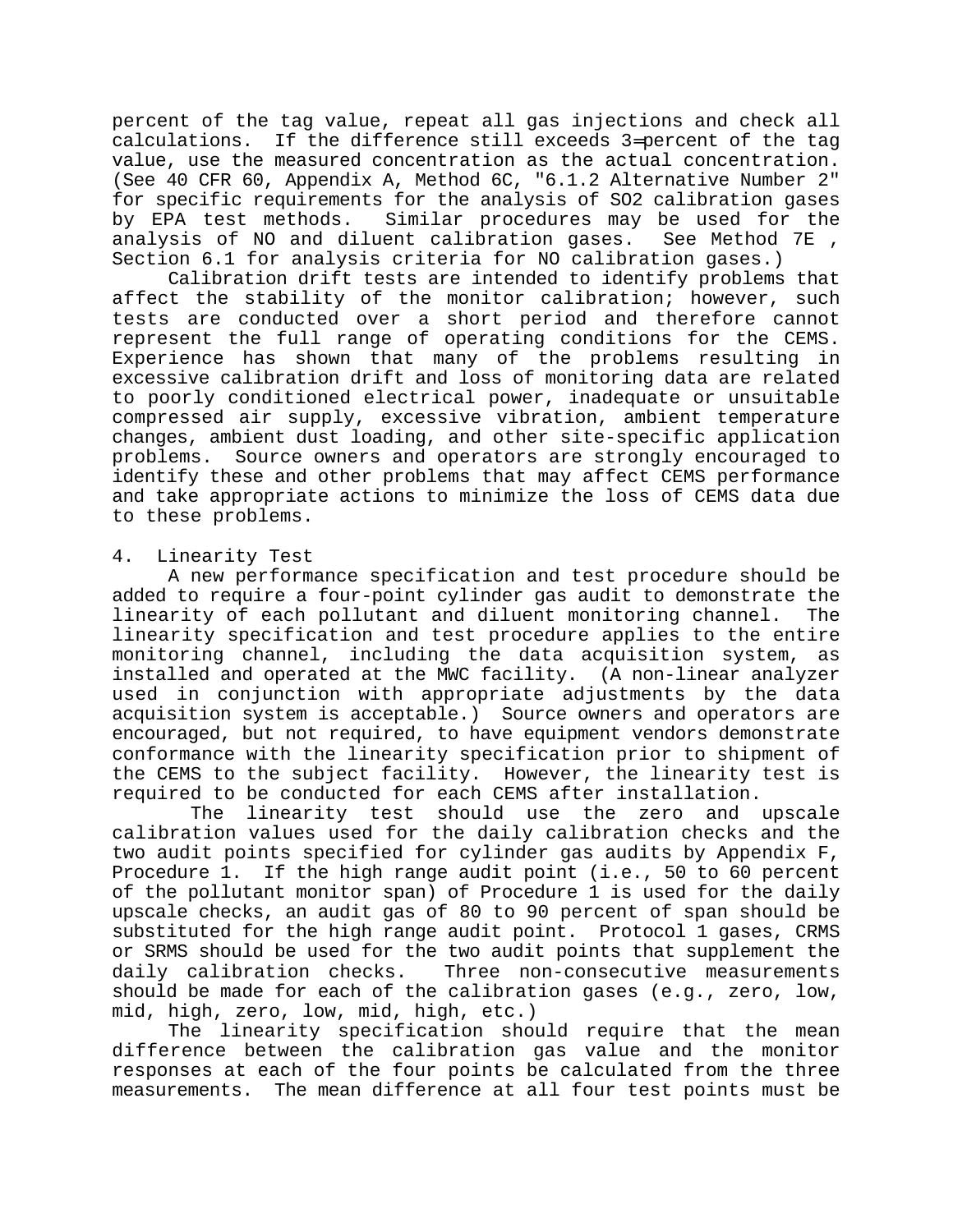percent of the tag value, repeat all gas injections and check all calculations. If the difference still exceeds 3 percent of the tag value, use the measured concentration as the actual concentration. (See 40 CFR 60, Appendix A, Method 6C, "6.1.2 Alternative Number 2" for specific requirements for the analysis of $SO_2$ calibration gases by EPA test methods. Similar procedures may be used for the analysis of NO and diluent calibration gases. See Method 7E , Section 6.1 for analysis criteria for NO calibration gases.)

Calibration drift tests are intended to identify problems that affect the stability of the monitor calibration; however, such tests are conducted over a short period and therefore cannot represent the full range of operating conditions for the CEMS. Experience has shown that many of the problems resulting in excessive calibration drift and loss of monitoring data are related to poorly conditioned electrical power, inadequate or unsuitable compressed air supply, excessive vibration, ambient temperature changes, ambient dust loading, and other site-specific application problems. Source owners and operators are strongly encouraged to identify these and other problems that may affect CEMS performance and take appropriate actions to minimize the loss of CEMS data due to these problems.

## 4. Linearity Test

A new performance specification and test procedure should be added to require a four-point cylinder gas audit to demonstrate the linearity of each pollutant and diluent monitoring channel. The linearity specification and test procedure applies to the entire monitoring channel, including the data acquisition system, as installed and operated at the MWC facility. (A non-linear analyzer used in conjunction with appropriate adjustments by the data acquisition system is acceptable.) Source owners and operators are encouraged, but not required, to have equipment vendors demonstrate conformance with the linearity specification prior to shipment of the CEMS to the subject facility. However, the linearity test is required to be conducted for each CEMS after installation.

The linearity test should use the zero and upscale calibration values used for the daily calibration checks and the two audit points specified for cylinder gas audits by Appendix F, Procedure 1. If the high range audit point (i.e., 50 to 60 percent of the pollutant monitor span) of Procedure 1 is used for the daily upscale checks, an audit gas of 80 to 90 percent of span should be substituted for the high range audit point. Protocol 1 gases, CRMS or SRMS should be used for the two audit points that supplement the daily calibration checks. Three non-consecutive measurements should be made for each of the calibration gases (e.g., zero, low, mid, high, zero, low, mid, high, etc.)

The linearity specification should require that the mean difference between the calibration gas value and the monitor responses at each of the four points be calculated from the three measurements. The mean difference at all four test points must be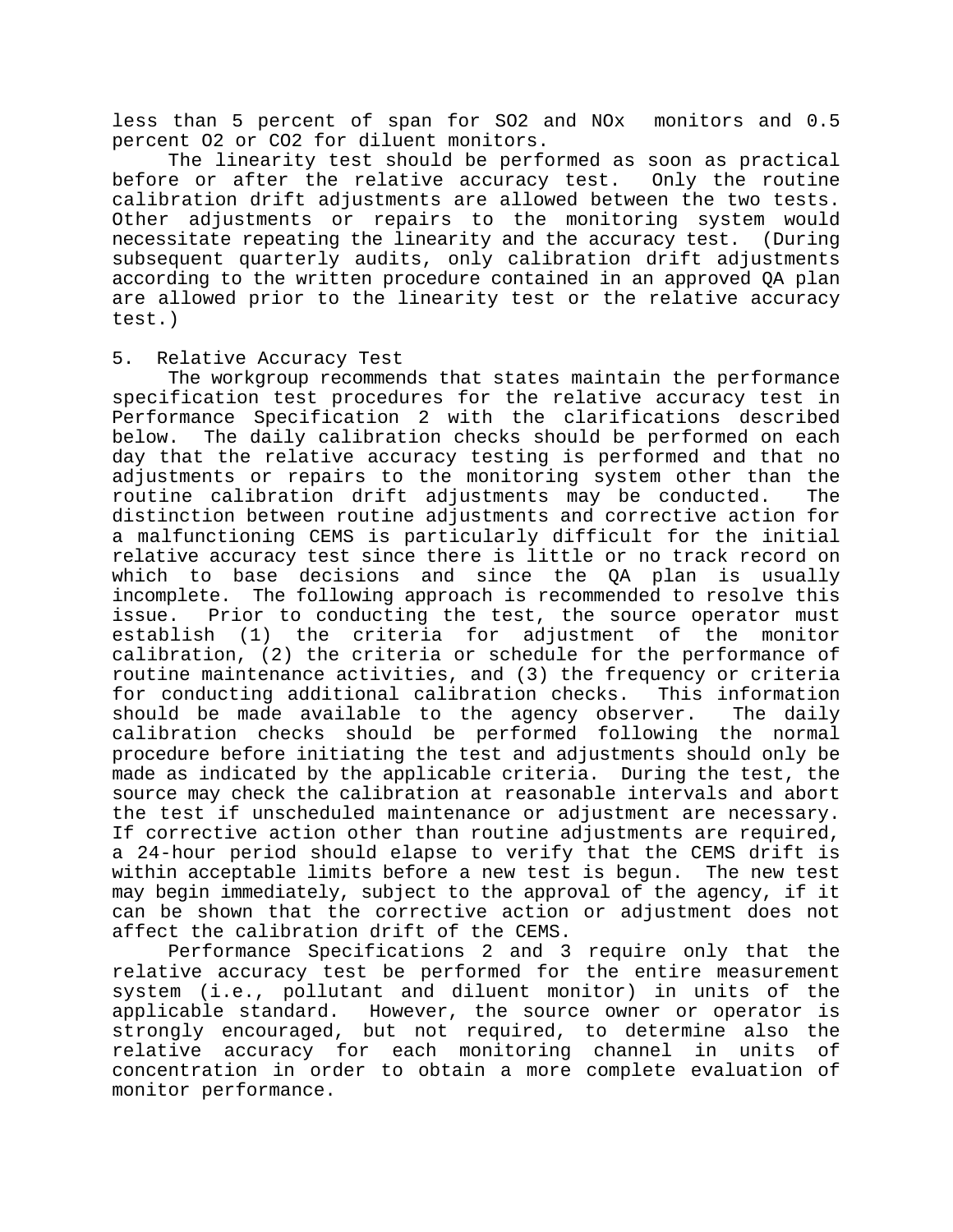less than 5 percent of span for $SO_2$ and $NO_x$ monitors and 0.5 percent $O_2$ or $CO_2$ for diluent monitors.

The linearity test should be performed as soon as practical before or after the relative accuracy test. Only the routine calibration drift adjustments are allowed between the two tests. Other adjustments or repairs to the monitoring system would necessitate repeating the linearity and the accuracy test. (During subsequent quarterly audits, only calibration drift adjustments according to the written procedure contained in an approved QA plan are allowed prior to the linearity test or the relative accuracy test.)

5. Relative Accuracy Test

The workgroup recommends that states maintain the performance specification test procedures for the relative accuracy test in Performance Specification 2 with the clarifications described below. The daily calibration checks should be performed on each day that the relative accuracy testing is performed and that no adjustments or repairs to the monitoring system other than the routine calibration drift adjustments may be conducted. The distinction between routine adjustments and corrective action for a malfunctioning CEMS is particularly difficult for the initial relative accuracy test since there is little or no track record on which to base decisions and since the QA plan is usually incomplete. The following approach is recommended to resolve this issue. Prior to conducting the test, the source operator must establish (1) the criteria for adjustment of the monitor calibration, (2) the criteria or schedule for the performance of routine maintenance activities, and (3) the frequency or criteria for conducting additional calibration checks. This information should be made available to the agency observer. The daily calibration checks should be performed following the normal procedure before initiating the test and adjustments should only be made as indicated by the applicable criteria. During the test, the source may check the calibration at reasonable intervals and abort the test if unscheduled maintenance or adjustment are necessary. If corrective action other than routine adjustments are required, a 24-hour period should elapse to verify that the CEMS drift is within acceptable limits before a new test is begun. The new test may begin immediately, subject to the approval of the agency, if it can be shown that the corrective action or adjustment does not affect the calibration drift of the CEMS.

Performance Specifications 2 and 3 require only that the relative accuracy test be performed for the entire measurement system (i.e., pollutant and diluent monitor) in units of the applicable standard. However, the source owner or operator is strongly encouraged, but not required, to determine also the relative accuracy for each monitoring channel in units of concentration in order to obtain a more complete evaluation of monitor performance.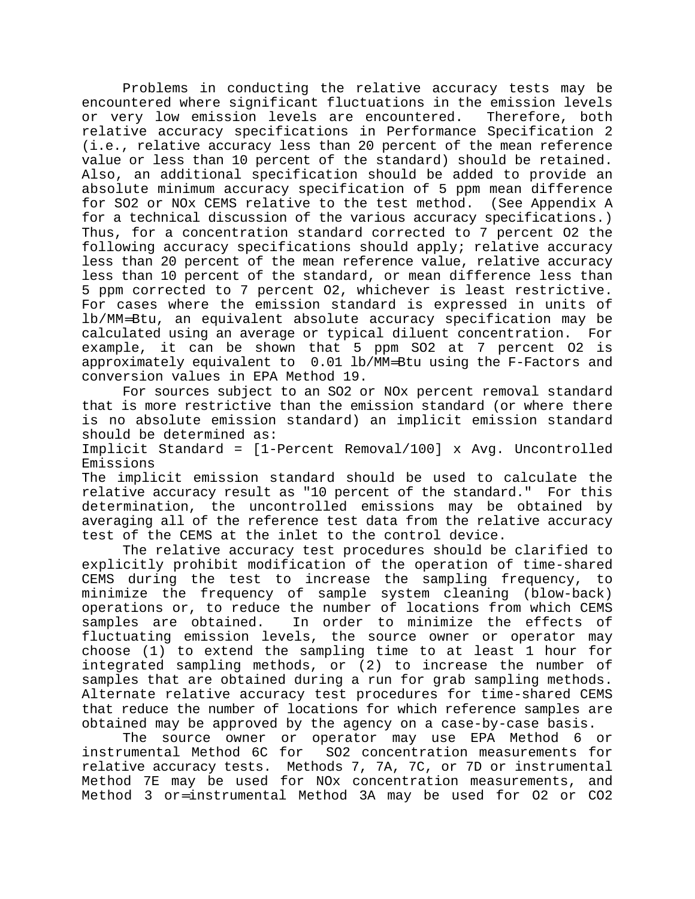Problems in conducting the relative accuracy tests may be encountered where significant fluctuations in the emission levels or very low emission levels are encountered. Therefore, both relative accuracy specifications in Performance Specification 2 (i.e., relative accuracy less than 20 percent of the mean reference value or less than 10 percent of the standard) should be retained. Also, an additional specification should be added to provide an absolute minimum accuracy specification of 5 ppm mean difference for $SO_2$ or $NO_x$ CEMS relative to the test method. (See Appendix A for a technical discussion of the various accuracy specifications.) Thus, for a concentration standard corrected to 7 percent $O_2$ the following accuracy specifications should apply; relative accuracy less than 20 percent of the mean reference value, relative accuracy less than 10 percent of the standard, or mean difference less than 5 ppm corrected to 7 percent $O_2$, whichever is least restrictive. For cases where the emission standard is expressed in units of lb/MM=Btu, an equivalent absolute accuracy specification may be calculated using an average or typical diluent concentration. For example, it can be shown that 5 ppm $SO_2$ at 7 percent $O_2$ is approximately equivalent to 0.01 lb/MM=Btu using the F-Factors and conversion values in EPA Method 19.

For sources subject to an $SO_2$ or $NO_x$ percent removal standard that is more restrictive than the emission standard (or where there is no absolute emission standard) an implicit emission standard should be determined as:

Implicit Standard = [1-Percent Removal/100] x Avg. Uncontrolled Emissions

The implicit emission standard should be used to calculate the relative accuracy result as "10 percent of the standard." For this determination, the uncontrolled emissions may be obtained by averaging all of the reference test data from the relative accuracy test of the CEMS at the inlet to the control device.

The relative accuracy test procedures should be clarified to explicitly prohibit modification of the operation of time-shared CEMS during the test to increase the sampling frequency, to minimize the frequency of sample system cleaning (blow-back) operations or, to reduce the number of locations from which CEMS samples are obtained. In order to minimize the effects of fluctuating emission levels, the source owner or operator may choose (1) to extend the sampling time to at least 1 hour for integrated sampling methods, or (2) to increase the number of samples that are obtained during a run for grab sampling methods. Alternate relative accuracy test procedures for time-shared CEMS that reduce the number of locations for which reference samples are obtained may be approved by the agency on a case-by-case basis.

The source owner or operator may use EPA Method 6 or instrumental Method 6C for $SO_2$ concentration measurements for relative accuracy tests. Methods 7, 7A, 7C, or 7D or instrumental Method 7E may be used for $NO_x$ concentration measurements, and Method 3 or=instrumental Method 3A may be used for $O_2$ or $CO_2$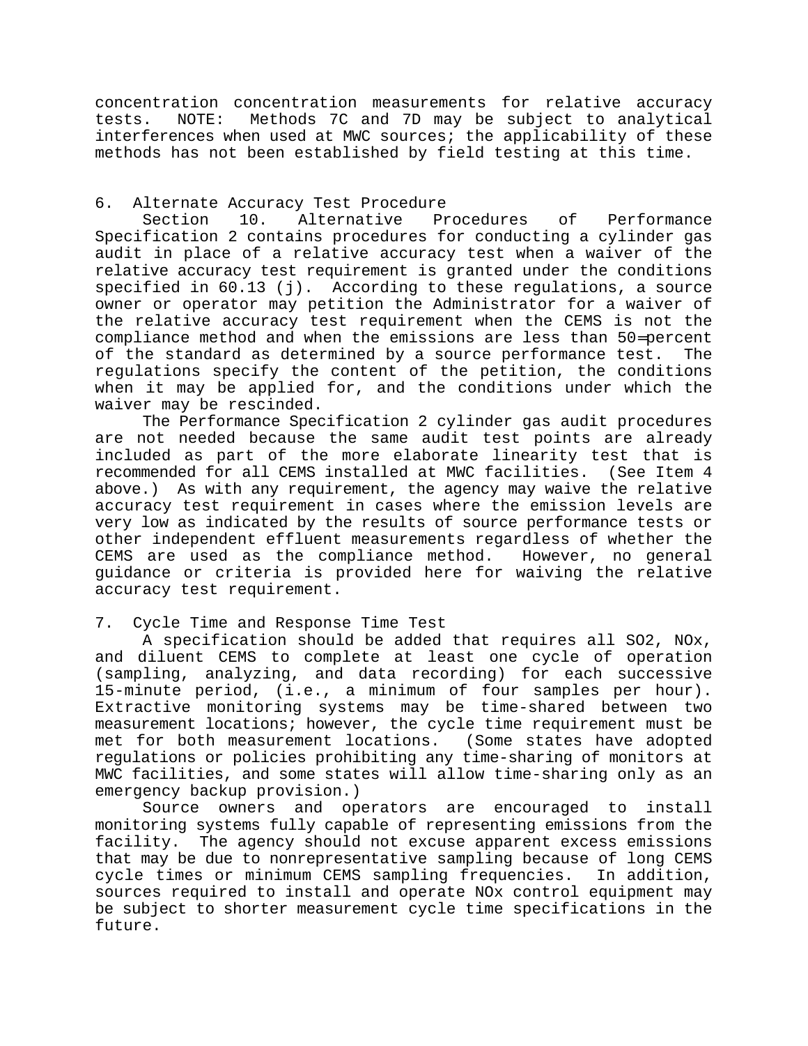concentration concentration measurements for relative accuracy tests. NOTE: Methods 7C and 7D may be subject to analytical interferences when used at MWC sources; the applicability of these methods has not been established by field testing at this time.

6. Alternate Accuracy Test Procedure

Section 10. Alternative Procedures of Performance Specification 2 contains procedures for conducting a cylinder gas audit in place of a relative accuracy test when a waiver of the relative accuracy test requirement is granted under the conditions specified in 60.13 (j). According to these regulations, a source owner or operator may petition the Administrator for a waiver of the relative accuracy test requirement when the CEMS is not the compliance method and when the emissions are less than 50 percent of the standard as determined by a source performance test. The regulations specify the content of the petition, the conditions when it may be applied for, and the conditions under which the waiver may be rescinded.

The Performance Specification 2 cylinder gas audit procedures are not needed because the same audit test points are already included as part of the more elaborate linearity test that is recommended for all CEMS installed at MWC facilities. (See Item 4 above.) As with any requirement, the agency may waive the relative accuracy test requirement in cases where the emission levels are very low as indicated by the results of source performance tests or other independent effluent measurements regardless of whether the CEMS are used as the compliance method. However, no general guidance or criteria is provided here for waiving the relative accuracy test requirement.

7. Cycle Time and Response Time Test

A specification should be added that requires all $SO_2$, $NO_x$, and diluent CEMS to complete at least one cycle of operation (sampling, analyzing, and data recording) for each successive 15-minute period, (i.e., a minimum of four samples per hour). Extractive monitoring systems may be time-shared between two measurement locations; however, the cycle time requirement must be met for both measurement locations. (Some states have adopted regulations or policies prohibiting any time-sharing of monitors at MWC facilities, and some states will allow time-sharing only as an emergency backup provision.)

Source owners and operators are encouraged to install monitoring systems fully capable of representing emissions from the facility. The agency should not excuse apparent excess emissions that may be due to nonrepresentative sampling because of long CEMS cycle times or minimum CEMS sampling frequencies. In addition, sources required to install and operate $NO_x$ control equipment may be subject to shorter measurement cycle time specifications in the future.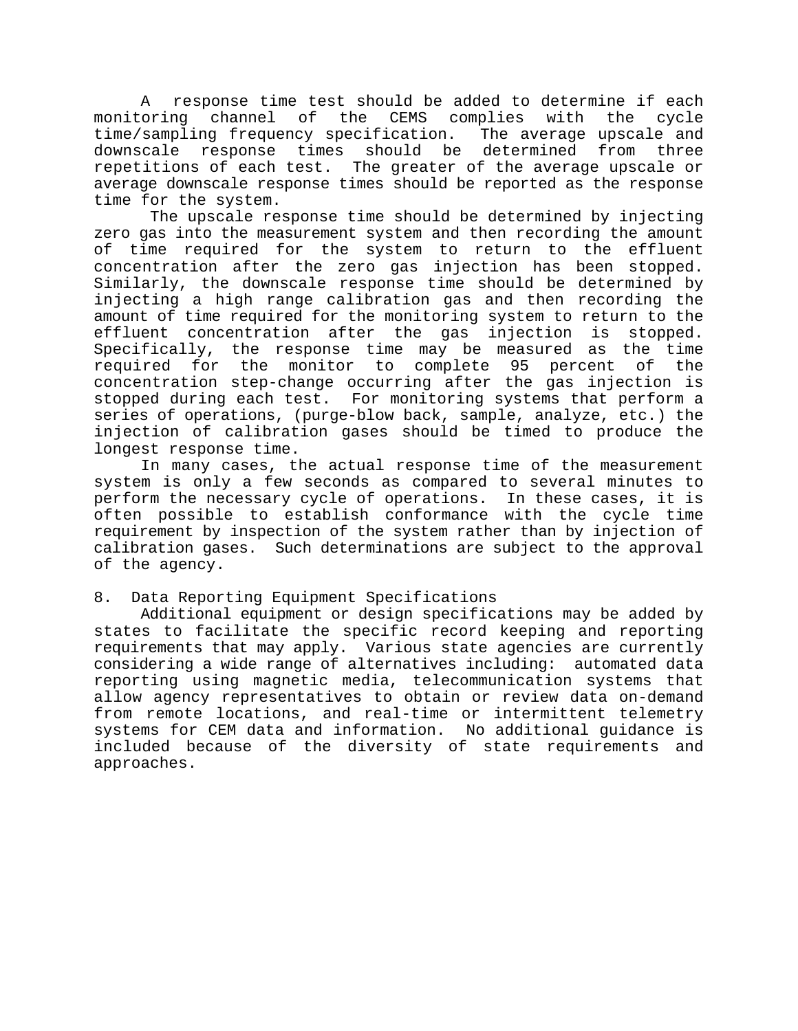A response time test should be added to determine if each monitoring channel of the CEMS complies with the cycle time/sampling frequency specification. The average upscale and downscale response times should be determined from three repetitions of each test. The greater of the average upscale or average downscale response times should be reported as the response time for the system.

The upscale response time should be determined by injecting zero gas into the measurement system and then recording the amount of time required for the system to return to the effluent concentration after the zero gas injection has been stopped. Similarly, the downscale response time should be determined by injecting a high range calibration gas and then recording the amount of time required for the monitoring system to return to the effluent concentration after the gas injection is stopped. Specifically, the response time may be measured as the time required for the monitor to complete 95 percent of the concentration step-change occurring after the gas injection is stopped during each test. For monitoring systems that perform a series of operations, (purge-blow back, sample, analyze, etc.) the injection of calibration gases should be timed to produce the longest response time.

In many cases, the actual response time of the measurement system is only a few seconds as compared to several minutes to perform the necessary cycle of operations. In these cases, it is often possible to establish conformance with the cycle time requirement by inspection of the system rather than by injection of calibration gases. Such determinations are subject to the approval of the agency.

## 8. Data Reporting Equipment Specifications

Additional equipment or design specifications may be added by states to facilitate the specific record keeping and reporting requirements that may apply. Various state agencies are currently considering a wide range of alternatives including: automated data reporting using magnetic media, telecommunication systems that allow agency representatives to obtain or review data on-demand from remote locations, and real-time or intermittent telemetry systems for CEM data and information. No additional guidance is included because of the diversity of state requirements and approaches.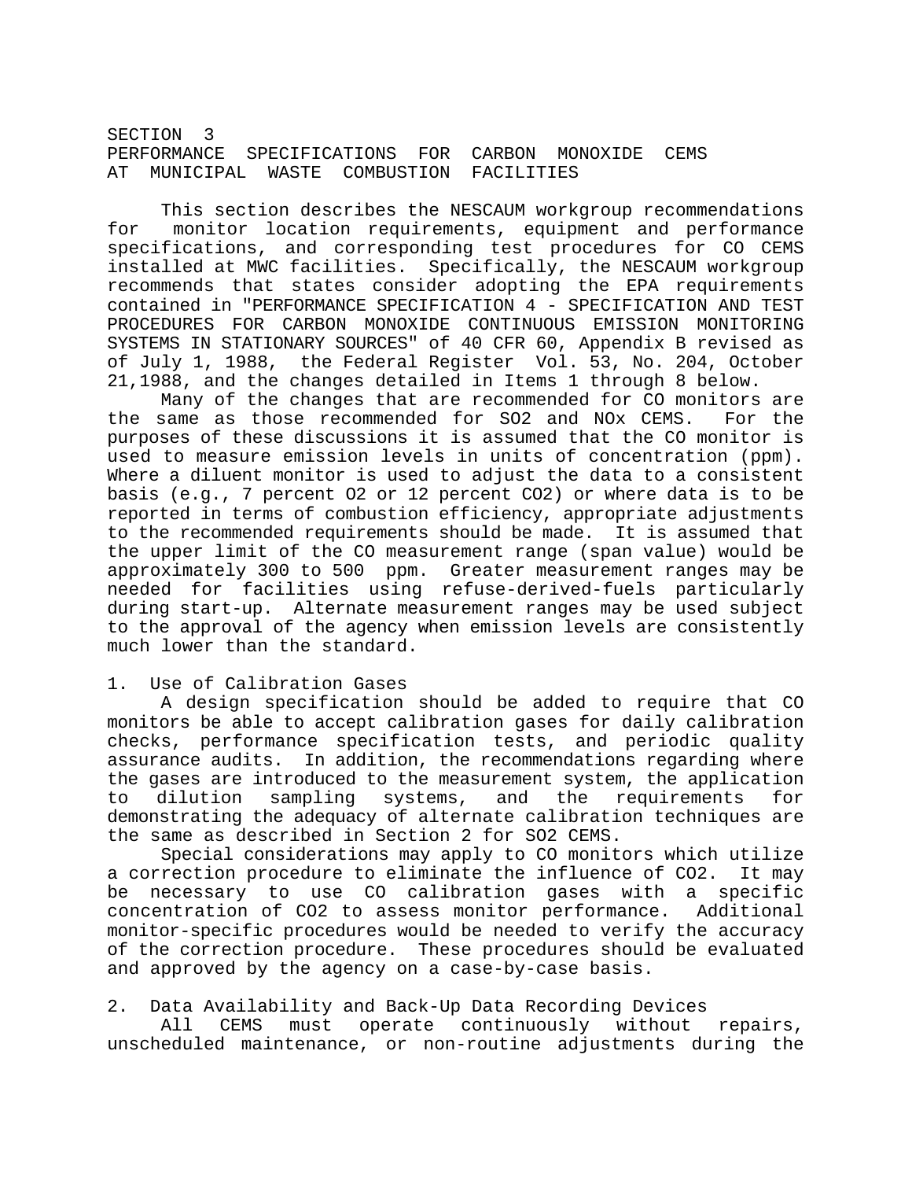## SECTION 3
## PERFORMANCE SPECIFICATIONS FOR CARBON MONOXIDE CEMS AT MUNICIPAL WASTE COMBUSTION FACILITIES

This section describes the NESCAUM workgroup recommendations for monitor location requirements, equipment and performance specifications, and corresponding test procedures for CO CEMS installed at MWC facilities. Specifically, the NESCAUM workgroup recommends that states consider adopting the EPA requirements contained in "PERFORMANCE SPECIFICATION 4 - SPECIFICATION AND TEST PROCEDURES FOR CARBON MONOXIDE CONTINUOUS EMISSION MONITORING SYSTEMS IN STATIONARY SOURCES" of 40 CFR 60, Appendix B revised as of July 1, 1988, the Federal Register Vol. 53, No. 204, October 21,1988, and the changes detailed in Items 1 through 8 below.

Many of the changes that are recommended for CO monitors are the same as those recommended for $SO_2$ and $NO_x$ CEMS. For the purposes of these discussions it is assumed that the CO monitor is used to measure emission levels in units of concentration (ppm). Where a diluent monitor is used to adjust the data to a consistent basis (e.g., 7 percent $O_2$ or 12 percent $CO_2$) or where data is to be reported in terms of combustion efficiency, appropriate adjustments to the recommended requirements should be made. It is assumed that the upper limit of the CO measurement range (span value) would be approximately 300 to 500 ppm. Greater measurement ranges may be needed for facilities using refuse-derived-fuels particularly during start-up. Alternate measurement ranges may be used subject to the approval of the agency when emission levels are consistently much lower than the standard.

### 1. Use of Calibration Gases

A design specification should be added to require that CO monitors be able to accept calibration gases for daily calibration checks, performance specification tests, and periodic quality assurance audits. In addition, the recommendations regarding where the gases are introduced to the measurement system, the application to dilution sampling systems, and the requirements for demonstrating the adequacy of alternate calibration techniques are the same as described in Section 2 for $SO_2$ CEMS.

Special considerations may apply to CO monitors which utilize a correction procedure to eliminate the influence of $CO_2$. It may be necessary to use CO calibration gases with a specific concentration of $CO_2$ to assess monitor performance. Additional monitor-specific procedures would be needed to verify the accuracy of the correction procedure. These procedures should be evaluated and approved by the agency on a case-by-case basis.

### 2. Data Availability and Back-Up Data Recording Devices

All CEMS must operate continuously without repairs, unscheduled maintenance, or non-routine adjustments during the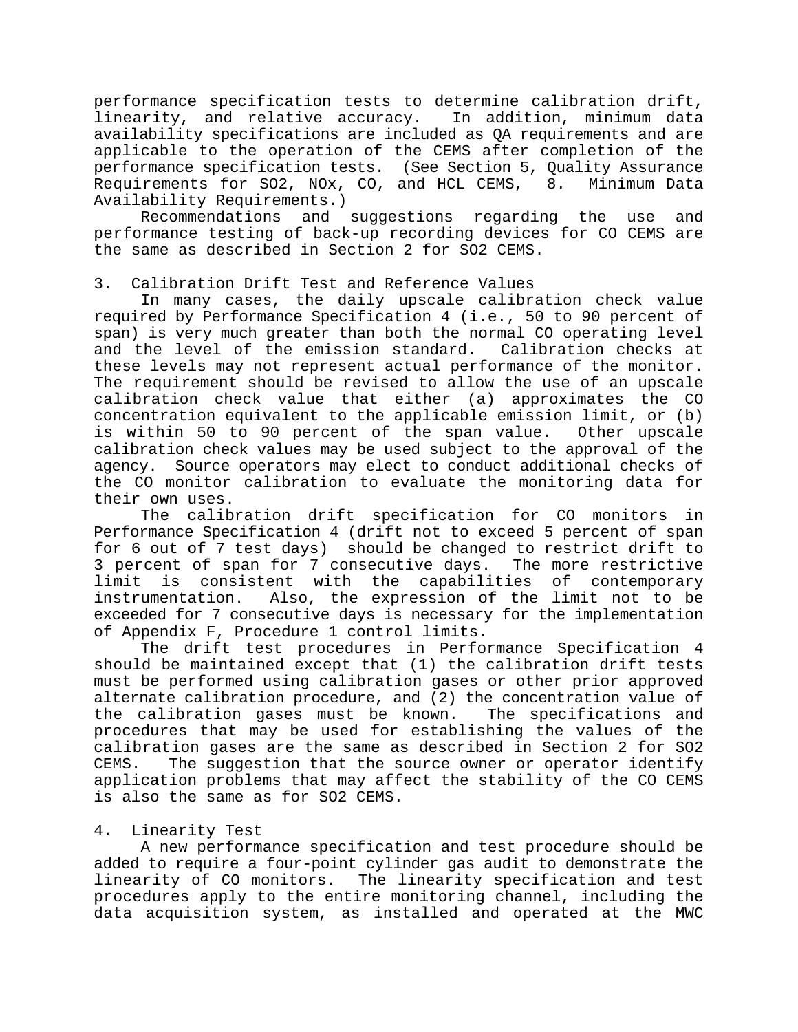performance specification tests to determine calibration drift, linearity, and relative accuracy. In addition, minimum data availability specifications are included as QA requirements and are applicable to the operation of the CEMS after completion of the performance specification tests. (See Section 5, Quality Assurance Requirements for $SO_2$, $NO_x$, CO, and HCL CEMS, 8. Minimum Data Availability Requirements.)

Recommendations and suggestions regarding the use and performance testing of back-up recording devices for CO CEMS are the same as described in Section 2 for $SO_2$ CEMS.

## 3. Calibration Drift Test and Reference Values

In many cases, the daily upscale calibration check value required by Performance Specification 4 (i.e., 50 to 90 percent of span) is very much greater than both the normal CO operating level and the level of the emission standard. Calibration checks at these levels may not represent actual performance of the monitor. The requirement should be revised to allow the use of an upscale calibration check value that either (a) approximates the CO concentration equivalent to the applicable emission limit, or (b) is within 50 to 90 percent of the span value. Other upscale calibration check values may be used subject to the approval of the agency. Source operators may elect to conduct additional checks of the CO monitor calibration to evaluate the monitoring data for their own uses.

The calibration drift specification for CO monitors in Performance Specification 4 (drift not to exceed 5 percent of span for 6 out of 7 test days) should be changed to restrict drift to 3 percent of span for 7 consecutive days. The more restrictive limit is consistent with the capabilities of contemporary instrumentation. Also, the expression of the limit not to be exceeded for 7 consecutive days is necessary for the implementation of Appendix F, Procedure 1 control limits.

The drift test procedures in Performance Specification 4 should be maintained except that (1) the calibration drift tests must be performed using calibration gases or other prior approved alternate calibration procedure, and (2) the concentration value of the calibration gases must be known. The specifications and procedures that may be used for establishing the values of the calibration gases are the same as described in Section 2 for $SO_2$ CEMS. The suggestion that the source owner or operator identify application problems that may affect the stability of the CO CEMS is also the same as for $SO_2$ CEMS.

## 4. Linearity Test

A new performance specification and test procedure should be added to require a four-point cylinder gas audit to demonstrate the linearity of CO monitors. The linearity specification and test procedures apply to the entire monitoring channel, including the data acquisition system, as installed and operated at the MWC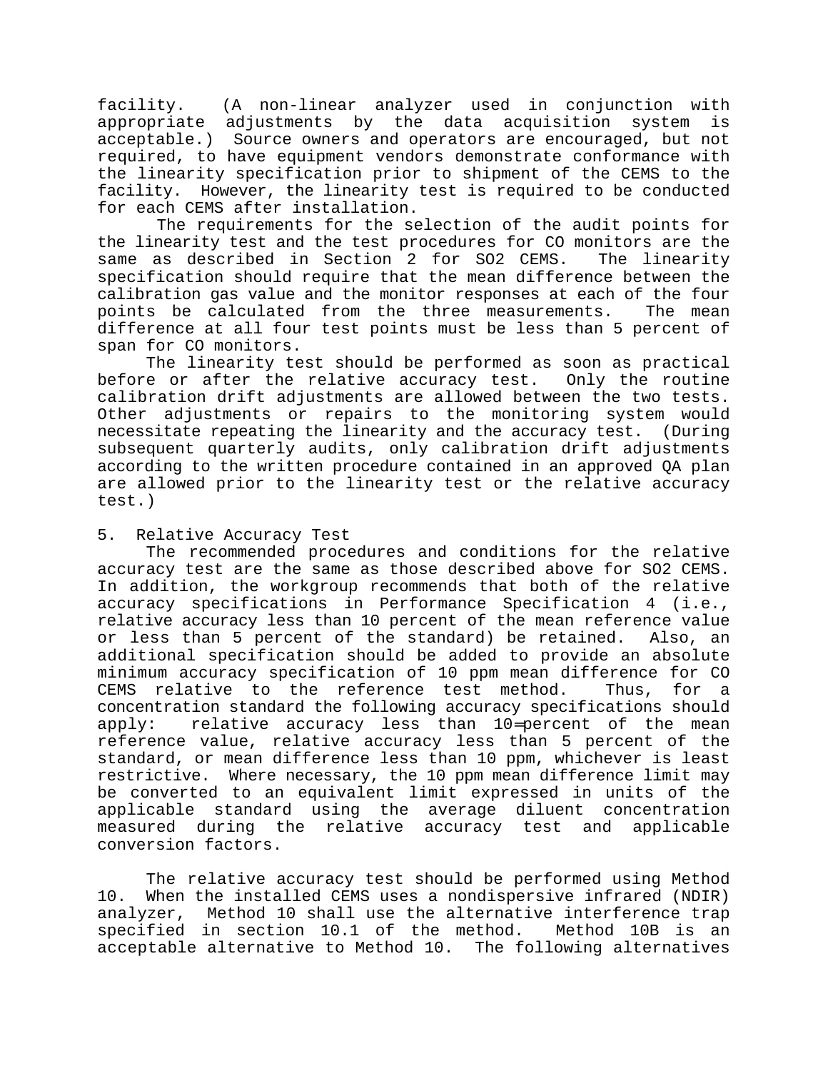facility. (A non-linear analyzer used in conjunction with appropriate adjustments by the data acquisition system is acceptable.) Source owners and operators are encouraged, but not required, to have equipment vendors demonstrate conformance with the linearity specification prior to shipment of the CEMS to the facility. However, the linearity test is required to be conducted for each CEMS after installation.

The requirements for the selection of the audit points for the linearity test and the test procedures for CO monitors are the same as described in Section 2 for SO2 CEMS. The linearity specification should require that the mean difference between the calibration gas value and the monitor responses at each of the four points be calculated from the three measurements. The mean difference at all four test points must be less than 5 percent of span for CO monitors.

The linearity test should be performed as soon as practical before or after the relative accuracy test. Only the routine calibration drift adjustments are allowed between the two tests. Other adjustments or repairs to the monitoring system would necessitate repeating the linearity and the accuracy test. (During subsequent quarterly audits, only calibration drift adjustments according to the written procedure contained in an approved QA plan are allowed prior to the linearity test or the relative accuracy test.)

5. Relative Accuracy Test

The recommended procedures and conditions for the relative accuracy test are the same as those described above for SO2 CEMS. In addition, the workgroup recommends that both of the relative accuracy specifications in Performance Specification 4 (i.e., relative accuracy less than 10 percent of the mean reference value or less than 5 percent of the standard) be retained. Also, an additional specification should be added to provide an absolute minimum accuracy specification of 10 ppm mean difference for CO CEMS relative to the reference test method. Thus, for a concentration standard the following accuracy specifications should apply: relative accuracy less than 10 percent of the mean reference value, relative accuracy less than 5 percent of the standard, or mean difference less than 10 ppm, whichever is least restrictive. Where necessary, the 10 ppm mean difference limit may be converted to an equivalent limit expressed in units of the applicable standard using the average diluent concentration measured during the relative accuracy test and applicable conversion factors.

The relative accuracy test should be performed using Method 10. When the installed CEMS uses a nondispersive infrared (NDIR) analyzer, Method 10 shall use the alternative interference trap specified in section 10.1 of the method. Method 10B is an acceptable alternative to Method 10. The following alternatives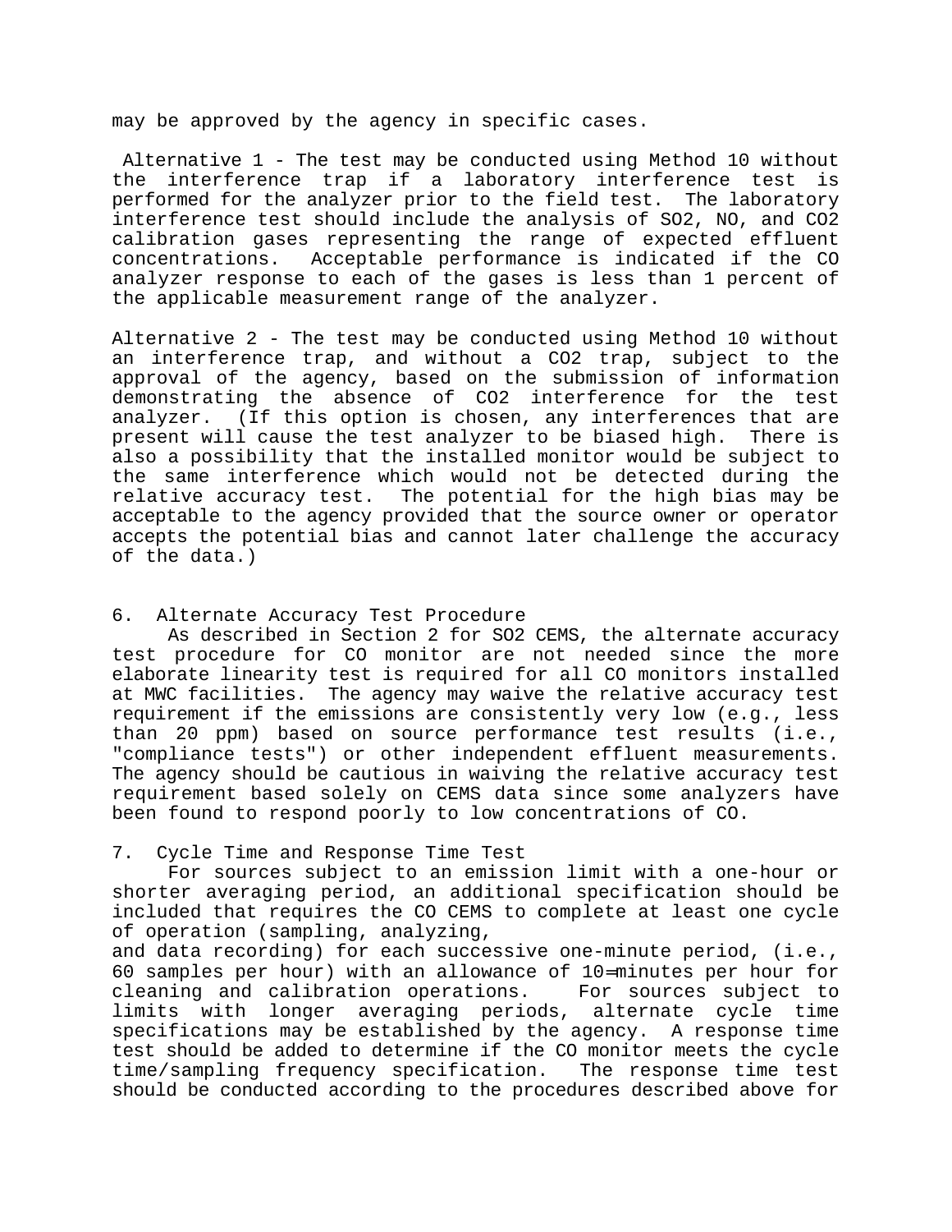may be approved by the agency in specific cases.

Alternative 1 - The test may be conducted using Method 10 without the interference trap if a laboratory interference test is performed for the analyzer prior to the field test. The laboratory interference test should include the analysis of $SO_2$, NO, and $CO_2$ calibration gases representing the range of expected effluent concentrations. Acceptable performance is indicated if the CO analyzer response to each of the gases is less than 1 percent of the applicable measurement range of the analyzer.

Alternative 2 - The test may be conducted using Method 10 without an interference trap, and without a $CO_2$ trap, subject to the approval of the agency, based on the submission of information demonstrating the absence of $CO_2$ interference for the test analyzer. (If this option is chosen, any interferences that are present will cause the test analyzer to be biased high. There is also a possibility that the installed monitor would be subject to the same interference which would not be detected during the relative accuracy test. The potential for the high bias may be acceptable to the agency provided that the source owner or operator accepts the potential bias and cannot later challenge the accuracy of the data.)

## 6. Alternate Accuracy Test Procedure

As described in Section 2 for $SO_2$ CEMS, the alternate accuracy test procedure for CO monitor are not needed since the more elaborate linearity test is required for all CO monitors installed at MWC facilities. The agency may waive the relative accuracy test requirement if the emissions are consistently very low (e.g., less than 20 ppm) based on source performance test results (i.e., "compliance tests") or other independent effluent measurements. The agency should be cautious in waiving the relative accuracy test requirement based solely on CEMS data since some analyzers have been found to respond poorly to low concentrations of CO.

## 7. Cycle Time and Response Time Test

For sources subject to an emission limit with a one-hour or shorter averaging period, an additional specification should be included that requires the CO CEMS to complete at least one cycle of operation (sampling, analyzing, and data recording) for each successive one-minute period, (i.e., 60 samples per hour) with an allowance of 10-minutes per hour for cleaning and calibration operations. For sources subject to limits with longer averaging periods, alternate cycle time specifications may be established by the agency. A response time test should be added to determine if the CO monitor meets the cycle time/sampling frequency specification. The response time test should be conducted according to the procedures described above for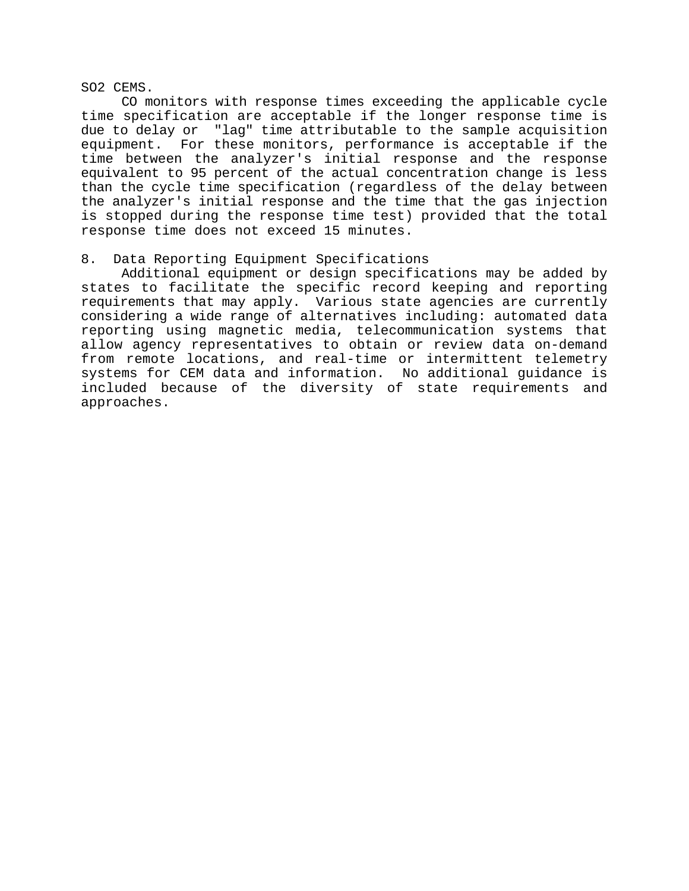$SO_2$ CEMS.

CO monitors with response times exceeding the applicable cycle time specification are acceptable if the longer response time is due to delay or "lag" time attributable to the sample acquisition equipment. For these monitors, performance is acceptable if the time between the analyzer's initial response and the response equivalent to 95 percent of the actual concentration change is less than the cycle time specification (regardless of the delay between the analyzer's initial response and the time that the gas injection is stopped during the response time test) provided that the total response time does not exceed 15 minutes.

## 8. Data Reporting Equipment Specifications

Additional equipment or design specifications may be added by states to facilitate the specific record keeping and reporting requirements that may apply. Various state agencies are currently considering a wide range of alternatives including: automated data reporting using magnetic media, telecommunication systems that allow agency representatives to obtain or review data on-demand from remote locations, and real-time or intermittent telemetry systems for CEM data and information. No additional guidance is included because of the diversity of state requirements and approaches.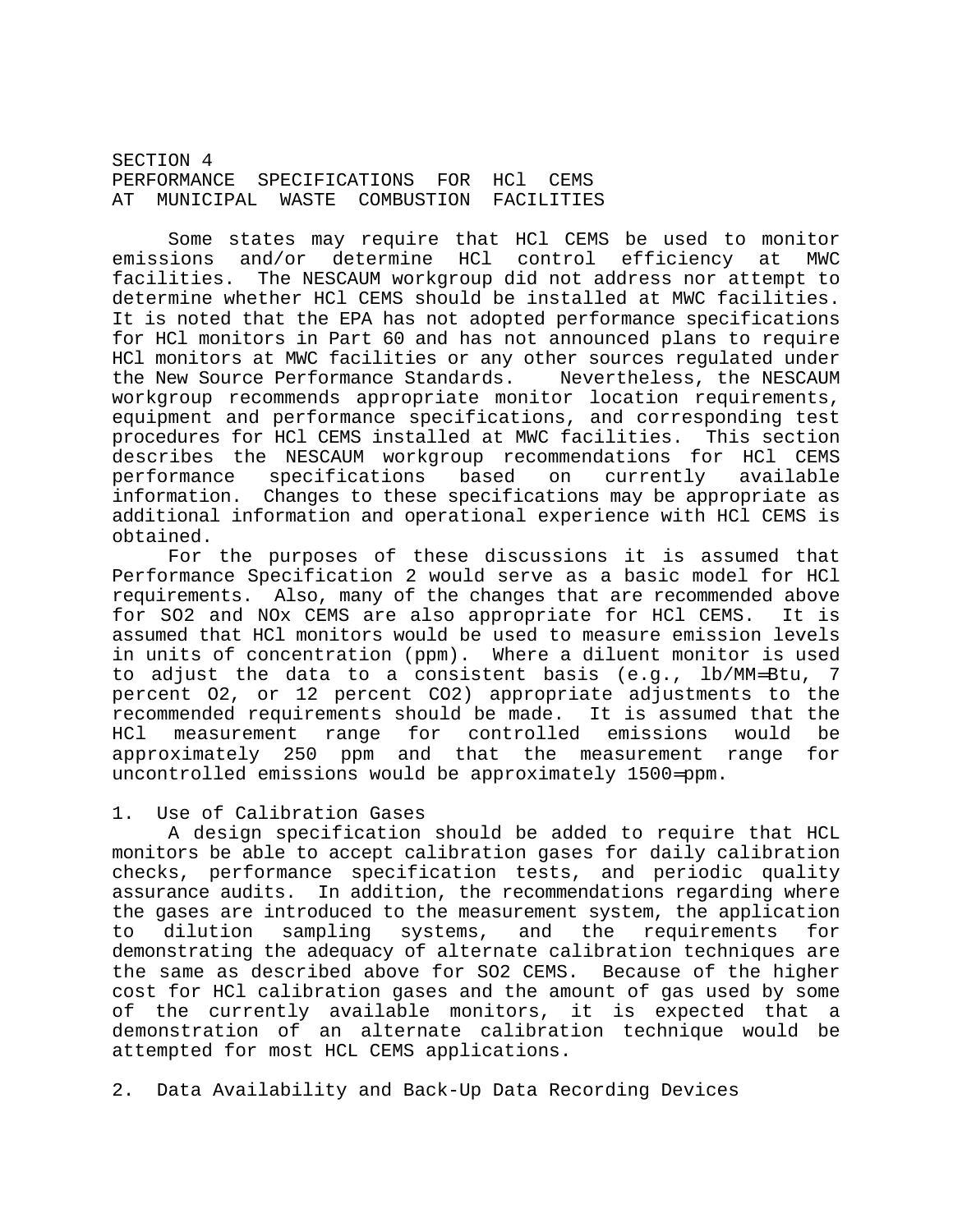# SECTION 4
# PERFORMANCE SPECIFICATIONS FOR HCl CEMS AT MUNICIPAL WASTE COMBUSTION FACILITIES

Some states may require that HCl CEMS be used to monitor emissions and/or determine HCl control efficiency at MWC facilities. The NESCAUM workgroup did not address nor attempt to determine whether HCl CEMS should be installed at MWC facilities. It is noted that the EPA has not adopted performance specifications for HCl monitors in Part 60 and has not announced plans to require HCl monitors at MWC facilities or any other sources regulated under the New Source Performance Standards. Nevertheless, the NESCAUM workgroup recommends appropriate monitor location requirements, equipment and performance specifications, and corresponding test procedures for HCl CEMS installed at MWC facilities. This section describes the NESCAUM workgroup recommendations for HCl CEMS performance specifications based on currently available information. Changes to these specifications may be appropriate as additional information and operational experience with HCl CEMS is obtained.

For the purposes of these discussions it is assumed that Performance Specification 2 would serve as a basic model for HCl requirements. Also, many of the changes that are recommended above for $SO_2$ and $NO_x$ CEMS are also appropriate for HCl CEMS. It is assumed that HCl monitors would be used to measure emission levels in units of concentration (ppm). Where a diluent monitor is used to adjust the data to a consistent basis (e.g., lb/MM Btu, 7 percent $O_2$, or 12 percent $CO_2$) appropriate adjustments to the recommended requirements should be made. It is assumed that the HCl measurement range for controlled emissions would be approximately 250 ppm and that the measurement range for uncontrolled emissions would be approximately 1500 ppm.

## 1. Use of Calibration Gases

A design specification should be added to require that HCL monitors be able to accept calibration gases for daily calibration checks, performance specification tests, and periodic quality assurance audits. In addition, the recommendations regarding where the gases are introduced to the measurement system, the application to dilution sampling systems, and the requirements for demonstrating the adequacy of alternate calibration techniques are the same as described above for $SO_2$ CEMS. Because of the higher cost for HCl calibration gases and the amount of gas used by some of the currently available monitors, it is expected that a demonstration of an alternate calibration technique would be attempted for most HCL CEMS applications.

## 2. Data Availability and Back-Up Data Recording Devices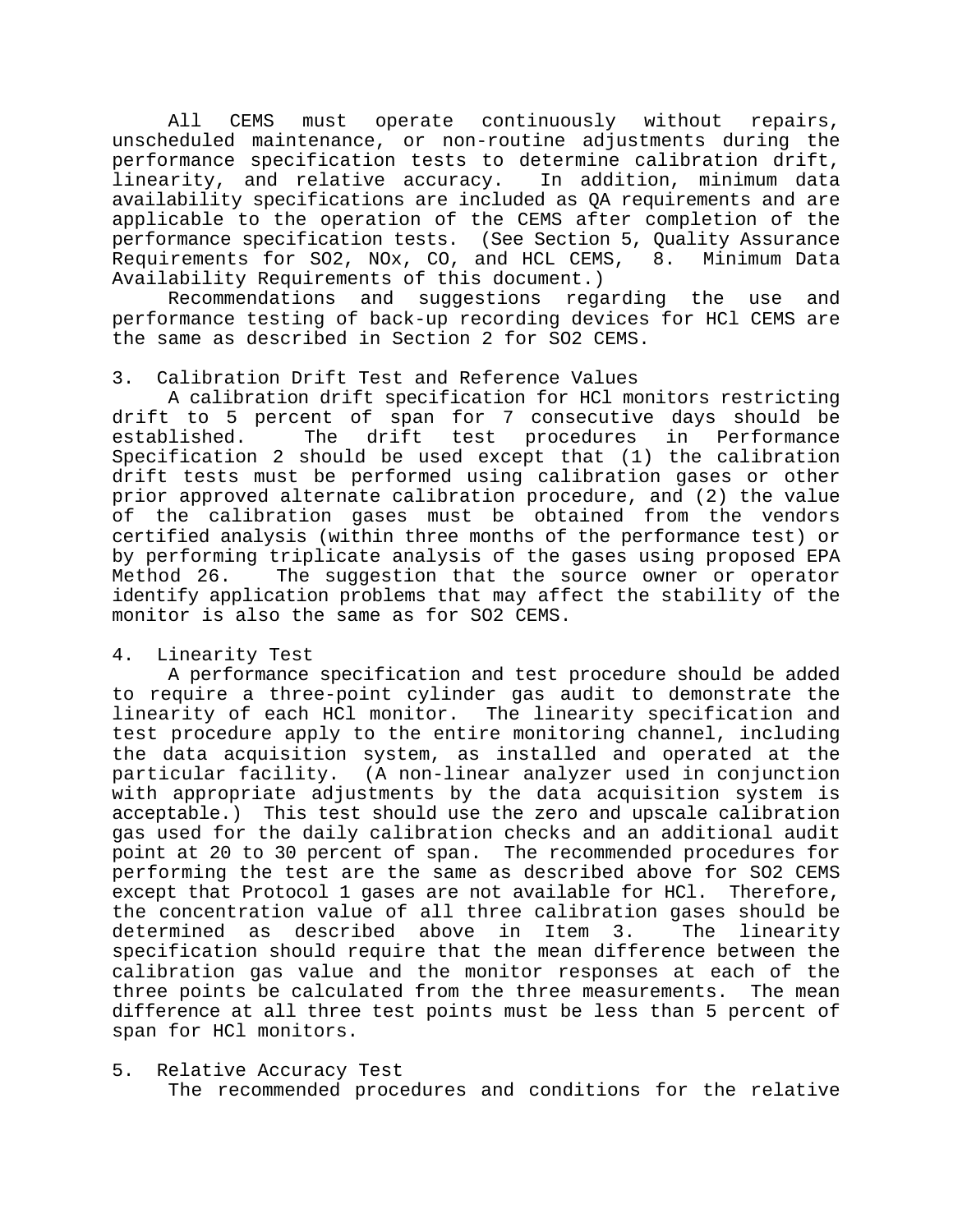All CEMS must operate continuously without repairs, unscheduled maintenance, or non-routine adjustments during the performance specification tests to determine calibration drift, linearity, and relative accuracy. In addition, minimum data availability specifications are included as QA requirements and are applicable to the operation of the CEMS after completion of the performance specification tests. (See Section 5, Quality Assurance Requirements for $SO_2$, $NO_x$, CO, and HCL CEMS, 8. Minimum Data Availability Requirements of this document.)

Recommendations and suggestions regarding the use and performance testing of back-up recording devices for HCl CEMS are the same as described in Section 2 for $SO_2$ CEMS.

3. Calibration Drift Test and Reference Values

A calibration drift specification for HCl monitors restricting drift to 5 percent of span for 7 consecutive days should be established. The drift test procedures in Performance Specification 2 should be used except that (1) the calibration drift tests must be performed using calibration gases or other prior approved alternate calibration procedure, and (2) the value of the calibration gases must be obtained from the vendors certified analysis (within three months of the performance test) or by performing triplicate analysis of the gases using proposed EPA Method 26. The suggestion that the source owner or operator identify application problems that may affect the stability of the monitor is also the same as for $SO_2$ CEMS.

4. Linearity Test

A performance specification and test procedure should be added to require a three-point cylinder gas audit to demonstrate the linearity of each HCl monitor. The linearity specification and test procedure apply to the entire monitoring channel, including the data acquisition system, as installed and operated at the particular facility. (A non-linear analyzer used in conjunction with appropriate adjustments by the data acquisition system is acceptable.) This test should use the zero and upscale calibration gas used for the daily calibration checks and an additional audit point at 20 to 30 percent of span. The recommended procedures for performing the test are the same as described above for $SO_2$ CEMS except that Protocol 1 gases are not available for HCl. Therefore, the concentration value of all three calibration gases should be determined as described above in Item 3. The linearity specification should require that the mean difference between the calibration gas value and the monitor responses at each of the three points be calculated from the three measurements. The mean difference at all three test points must be less than 5 percent of span for HCl monitors.

5. Relative Accuracy Test

The recommended procedures and conditions for the relative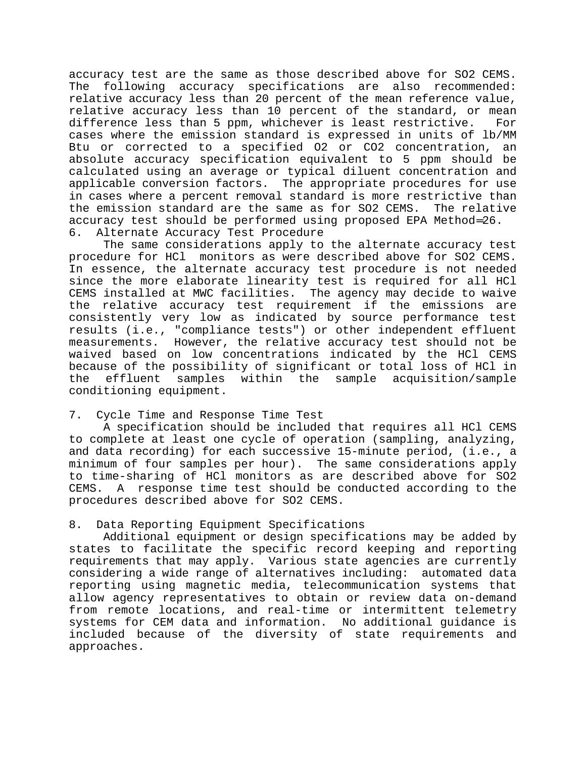accuracy test are the same as those described above for $SO_2$ CEMS. The following accuracy specifications are also recommended: relative accuracy less than 20 percent of the mean reference value, relative accuracy less than 10 percent of the standard, or mean difference less than 5 ppm, whichever is least restrictive. For cases where the emission standard is expressed in units of lb/MM Btu or corrected to a specified $O_2$ or $CO_2$ concentration, an absolute accuracy specification equivalent to 5 ppm should be calculated using an average or typical diluent concentration and applicable conversion factors. The appropriate procedures for use in cases where a percent removal standard is more restrictive than the emission standard are the same as for $SO_2$ CEMS. The relative accuracy test should be performed using proposed EPA Method═26.

6. Alternate Accuracy Test Procedure

The same considerations apply to the alternate accuracy test procedure for HCl monitors as were described above for $SO_2$ CEMS. In essence, the alternate accuracy test procedure is not needed since the more elaborate linearity test is required for all HCl CEMS installed at MWC facilities. The agency may decide to waive the relative accuracy test requirement if the emissions are consistently very low as indicated by source performance test results (i.e., "compliance tests") or other independent effluent measurements. However, the relative accuracy test should not be waived based on low concentrations indicated by the HCl CEMS because of the possibility of significant or total loss of HCl in the effluent samples within the sample acquisition/sample conditioning equipment.

7. Cycle Time and Response Time Test

A specification should be included that requires all HCl CEMS to complete at least one cycle of operation (sampling, analyzing, and data recording) for each successive 15-minute period, (i.e., a minimum of four samples per hour). The same considerations apply to time-sharing of HCl monitors as are described above for $SO_2$ CEMS. A response time test should be conducted according to the procedures described above for $SO_2$ CEMS.

8. Data Reporting Equipment Specifications

Additional equipment or design specifications may be added by states to facilitate the specific record keeping and reporting requirements that may apply. Various state agencies are currently considering a wide range of alternatives including: automated data reporting using magnetic media, telecommunication systems that allow agency representatives to obtain or review data on-demand from remote locations, and real-time or intermittent telemetry systems for CEM data and information. No additional guidance is included because of the diversity of state requirements and approaches.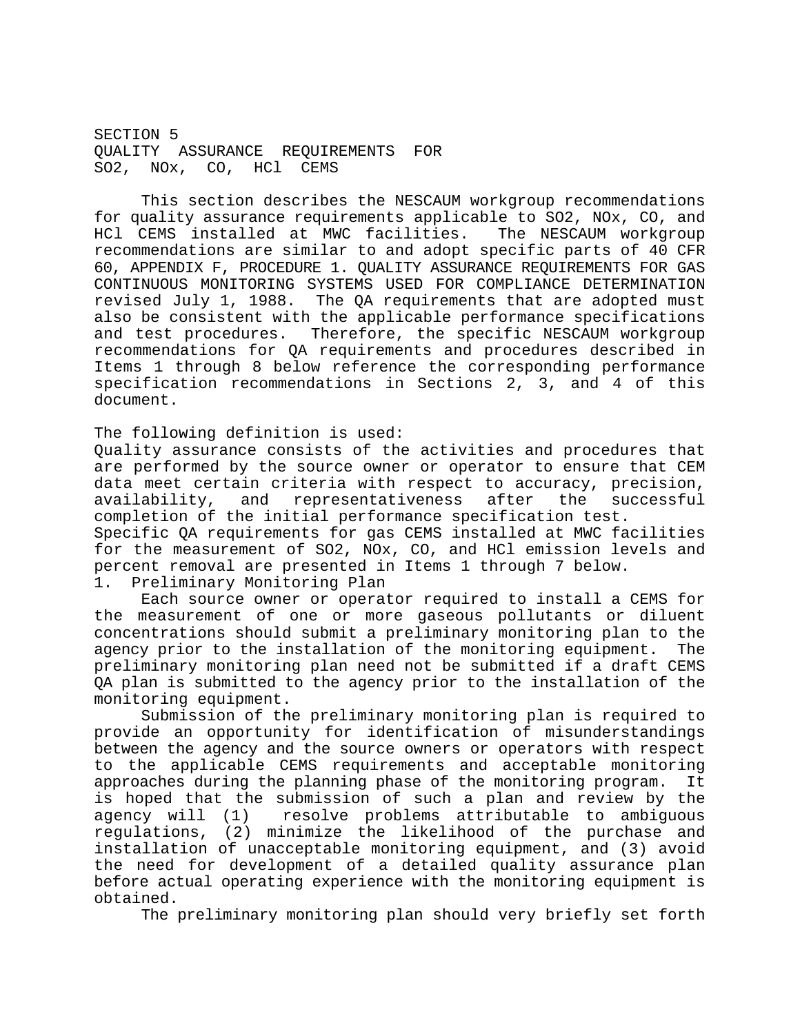# SECTION 5
# QUALITY ASSURANCE REQUIREMENTS FOR $SO_2$, $NO_x$, CO, HCl CEMS

This section describes the NESCAUM workgroup recommendations for quality assurance requirements applicable to $SO_2$, $NO_x$, CO, and HCl CEMS installed at MWC facilities. The NESCAUM workgroup recommendations are similar to and adopt specific parts of 40 CFR 60, APPENDIX F, PROCEDURE 1. QUALITY ASSURANCE REQUIREMENTS FOR GAS CONTINUOUS MONITORING SYSTEMS USED FOR COMPLIANCE DETERMINATION revised July 1, 1988. The QA requirements that are adopted must also be consistent with the applicable performance specifications and test procedures. Therefore, the specific NESCAUM workgroup recommendations for QA requirements and procedures described in Items 1 through 8 below reference the corresponding performance specification recommendations in Sections 2, 3, and 4 of this document.

The following definition is used:

Quality assurance consists of the activities and procedures that are performed by the source owner or operator to ensure that CEM data meet certain criteria with respect to accuracy, precision, availability, and representativeness after the successful completion of the initial performance specification test.

Specific QA requirements for gas CEMS installed at MWC facilities for the measurement of $SO_2$, $NO_x$, CO, and HCl emission levels and percent removal are presented in Items 1 through 7 below.

1. Preliminary Monitoring Plan

Each source owner or operator required to install a CEMS for the measurement of one or more gaseous pollutants or diluent concentrations should submit a preliminary monitoring plan to the agency prior to the installation of the monitoring equipment. The preliminary monitoring plan need not be submitted if a draft CEMS QA plan is submitted to the agency prior to the installation of the monitoring equipment.

Submission of the preliminary monitoring plan is required to provide an opportunity for identification of misunderstandings between the agency and the source owners or operators with respect to the applicable CEMS requirements and acceptable monitoring approaches during the planning phase of the monitoring program. It is hoped that the submission of such a plan and review by the agency will (1) resolve problems attributable to ambiguous regulations, (2) minimize the likelihood of the purchase and installation of unacceptable monitoring equipment, and (3) avoid the need for development of a detailed quality assurance plan before actual operating experience with the monitoring equipment is obtained.

The preliminary monitoring plan should very briefly set forth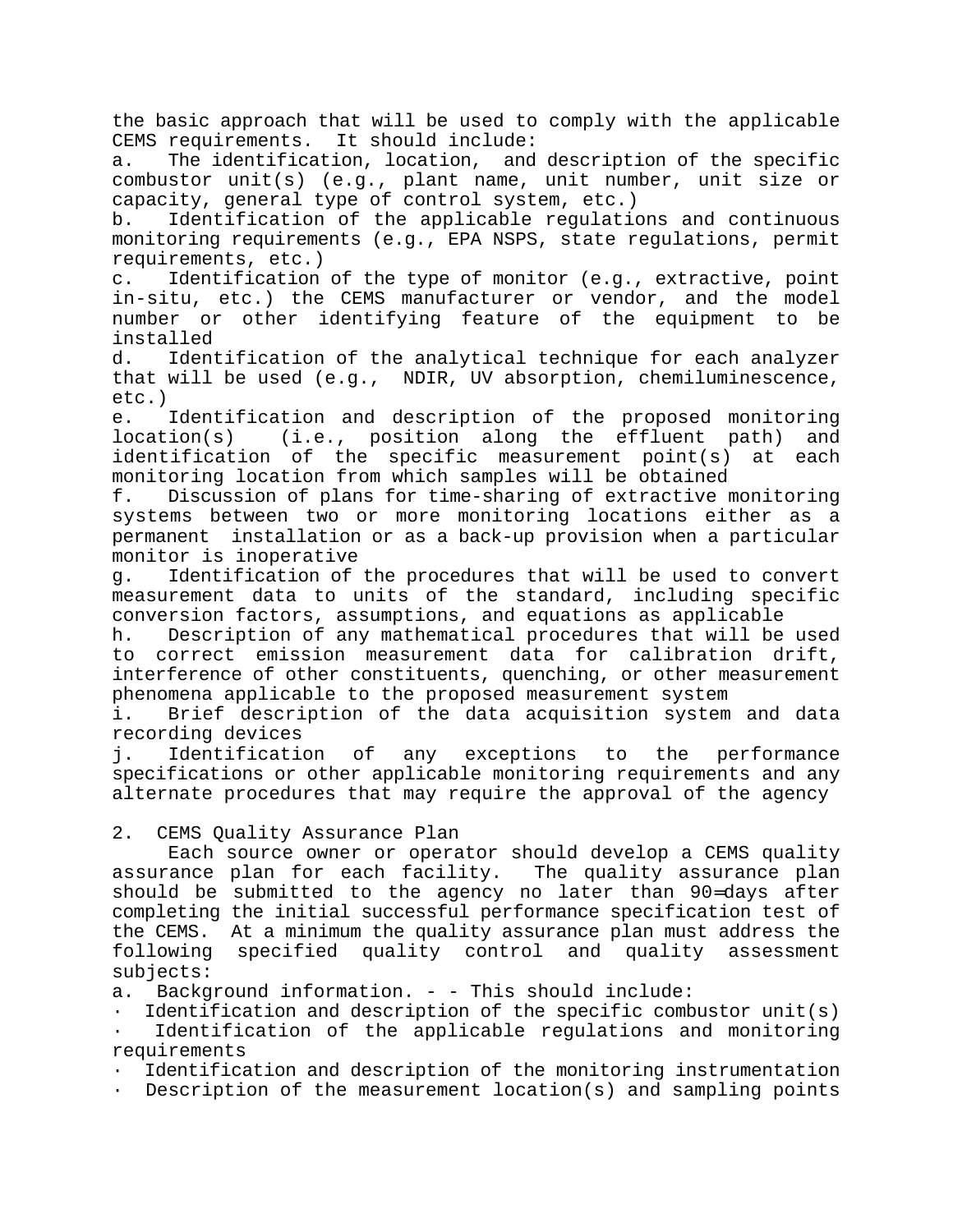the basic approach that will be used to comply with the applicable CEMS requirements. It should include:

a. The identification, location, and description of the specific combustor unit(s) (e.g., plant name, unit number, unit size or capacity, general type of control system, etc.)

b. Identification of the applicable regulations and continuous monitoring requirements (e.g., EPA NSPS, state regulations, permit requirements, etc.)

c. Identification of the type of monitor (e.g., extractive, point in-situ, etc.) the CEMS manufacturer or vendor, and the model number or other identifying feature of the equipment to be installed

d. Identification of the analytical technique for each analyzer that will be used (e.g., NDIR, UV absorption, chemiluminescence, etc.)

e. Identification and description of the proposed monitoring location(s) (i.e., position along the effluent path) and identification of the specific measurement point(s) at each monitoring location from which samples will be obtained

f. Discussion of plans for time-sharing of extractive monitoring systems between two or more monitoring locations either as a permanent installation or as a back-up provision when a particular monitor is inoperative

g. Identification of the procedures that will be used to convert measurement data to units of the standard, including specific conversion factors, assumptions, and equations as applicable

h. Description of any mathematical procedures that will be used to correct emission measurement data for calibration drift, interference of other constituents, quenching, or other measurement phenomena applicable to the proposed measurement system

i. Brief description of the data acquisition system and data recording devices

j. Identification of any exceptions to the performance specifications or other applicable monitoring requirements and any alternate procedures that may require the approval of the agency

2. CEMS Quality Assurance Plan

Each source owner or operator should develop a CEMS quality assurance plan for each facility. The quality assurance plan should be submitted to the agency no later than 90 days after completing the initial successful performance specification test of the CEMS. At a minimum the quality assurance plan must address the following specified quality control and quality assessment subjects:

a. Background information. - - This should include:

- Identification and description of the specific combustor unit(s)
- Identification of the applicable regulations and monitoring requirements
- Identification and description of the monitoring instrumentation
- Description of the measurement location(s) and sampling points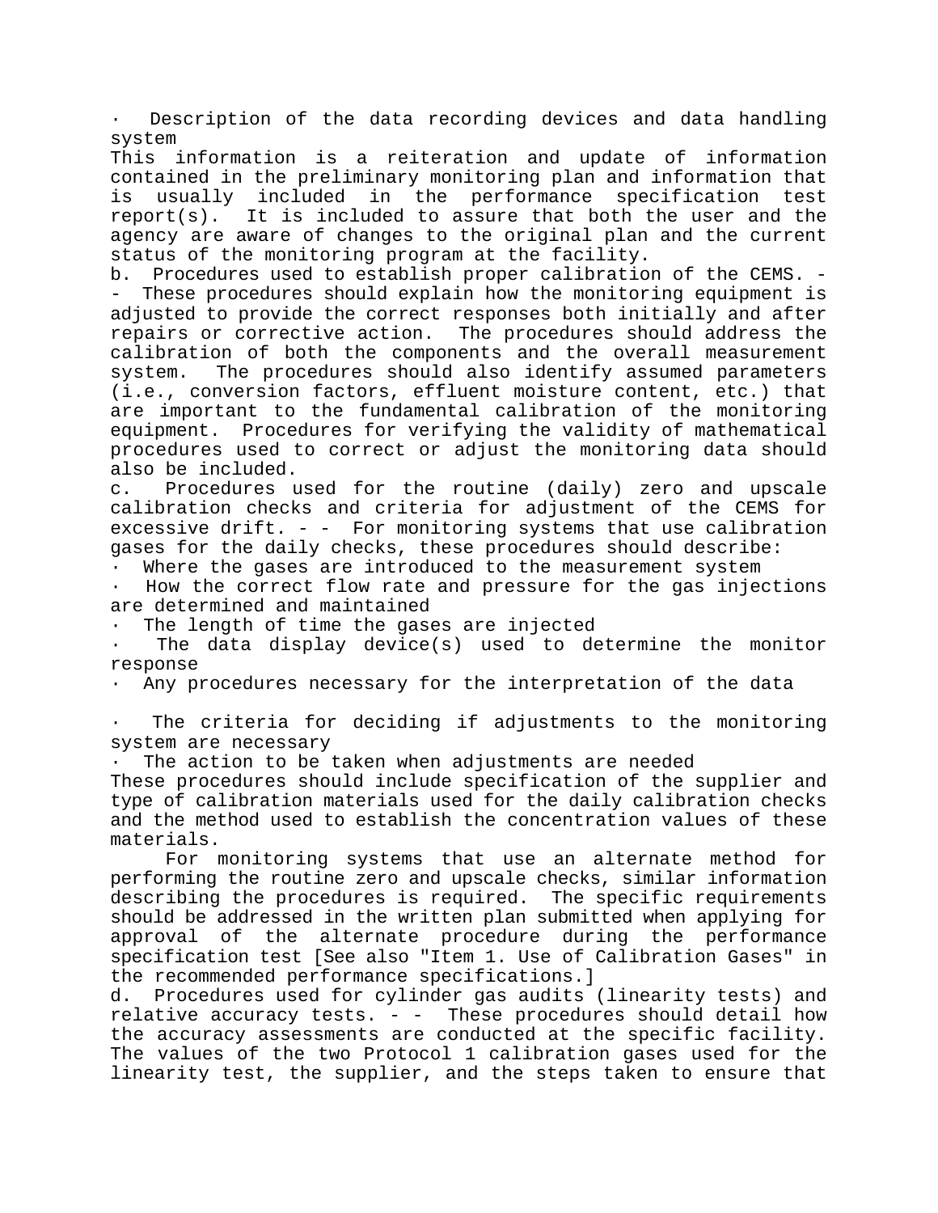- Description of the data recording devices and data handling system

This information is a reiteration and update of information contained in the preliminary monitoring plan and information that is usually included in the performance specification test report(s). It is included to assure that both the user and the agency are aware of changes to the original plan and the current status of the monitoring program at the facility.

b. Procedures used to establish proper calibration of the CEMS. -- These procedures should explain how the monitoring equipment is adjusted to provide the correct responses both initially and after repairs or corrective action. The procedures should address the calibration of both the components and the overall measurement system. The procedures should also identify assumed parameters (i.e., conversion factors, effluent moisture content, etc.) that are important to the fundamental calibration of the monitoring equipment. Procedures for verifying the validity of mathematical procedures used to correct or adjust the monitoring data should also be included.

c. Procedures used for the routine (daily) zero and upscale calibration checks and criteria for adjustment of the CEMS for excessive drift. - - For monitoring systems that use calibration gases for the daily checks, these procedures should describe:

- Where the gases are introduced to the measurement system
- How the correct flow rate and pressure for the gas injections are determined and maintained
- The length of time the gases are injected
- The data display device(s) used to determine the monitor response
- Any procedures necessary for the interpretation of the data
- The criteria for deciding if adjustments to the monitoring system are necessary
- The action to be taken when adjustments are needed

These procedures should include specification of the supplier and type of calibration materials used for the daily calibration checks and the method used to establish the concentration values of these materials.

For monitoring systems that use an alternate method for performing the routine zero and upscale checks, similar information describing the procedures is required. The specific requirements should be addressed in the written plan submitted when applying for approval of the alternate procedure during the performance specification test [See also "Item 1. Use of Calibration Gases" in the recommended performance specifications.]

d. Procedures used for cylinder gas audits (linearity tests) and relative accuracy tests. - - These procedures should detail how the accuracy assessments are conducted at the specific facility. The values of the two Protocol 1 calibration gases used for the linearity test, the supplier, and the steps taken to ensure that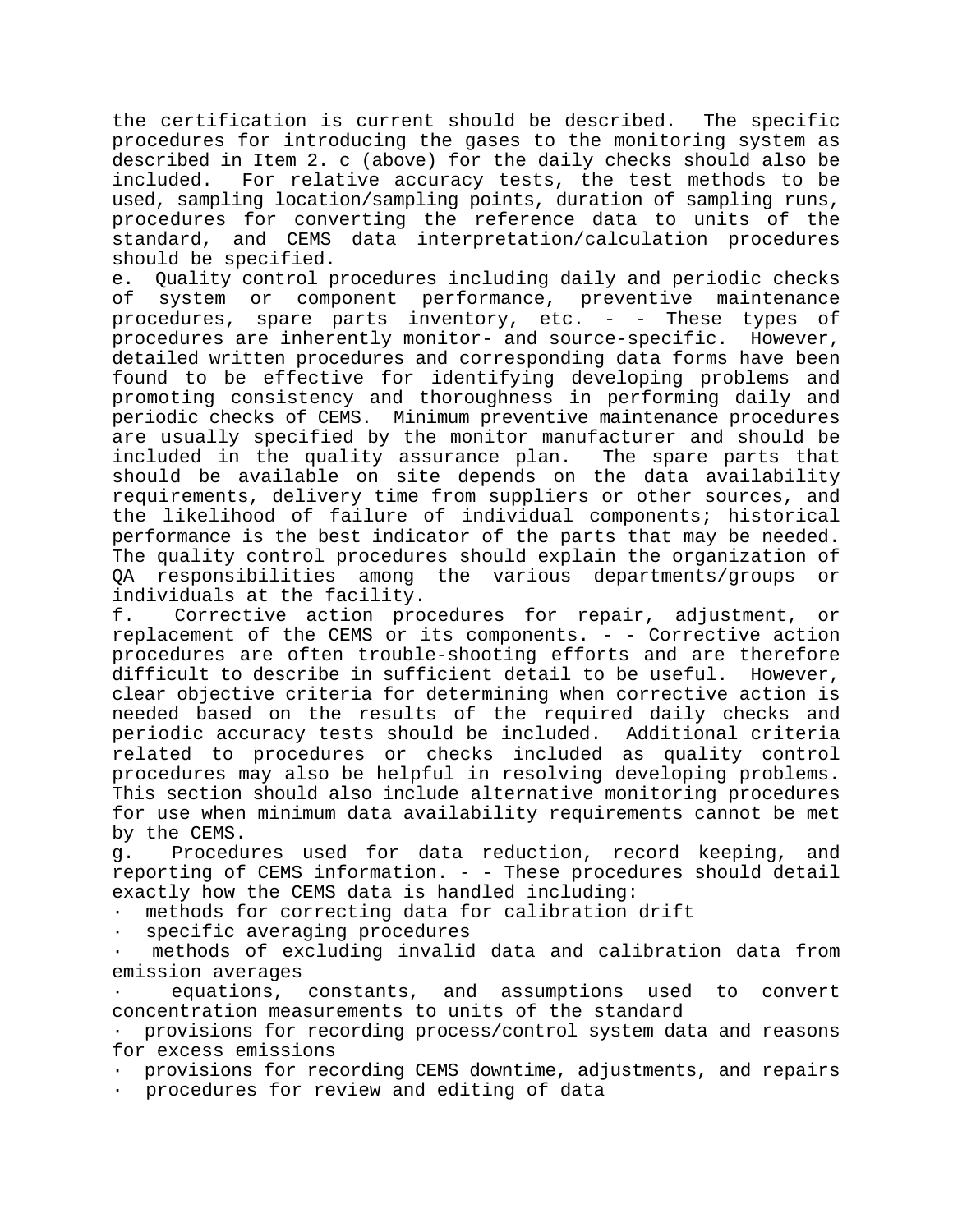the certification is current should be described. The specific procedures for introducing the gases to the monitoring system as described in Item 2. c (above) for the daily checks should also be included. For relative accuracy tests, the test methods to be used, sampling location/sampling points, duration of sampling runs, procedures for converting the reference data to units of the standard, and CEMS data interpretation/calculation procedures should be specified.

e. Quality control procedures including daily and periodic checks of system or component performance, preventive maintenance procedures, spare parts inventory, etc. - - These types of procedures are inherently monitor- and source-specific. However, detailed written procedures and corresponding data forms have been found to be effective for identifying developing problems and promoting consistency and thoroughness in performing daily and periodic checks of CEMS. Minimum preventive maintenance procedures are usually specified by the monitor manufacturer and should be included in the quality assurance plan. The spare parts that should be available on site depends on the data availability requirements, delivery time from suppliers or other sources, and the likelihood of failure of individual components; historical performance is the best indicator of the parts that may be needed. The quality control procedures should explain the organization of QA responsibilities among the various departments/groups or individuals at the facility.

f. Corrective action procedures for repair, adjustment, or replacement of the CEMS or its components. - - Corrective action procedures are often trouble-shooting efforts and are therefore difficult to describe in sufficient detail to be useful. However, clear objective criteria for determining when corrective action is needed based on the results of the required daily checks and periodic accuracy tests should be included. Additional criteria related to procedures or checks included as quality control procedures may also be helpful in resolving developing problems. This section should also include alternative monitoring procedures for use when minimum data availability requirements cannot be met by the CEMS.

g. Procedures used for data reduction, record keeping, and reporting of CEMS information. - - These procedures should detail exactly how the CEMS data is handled including:

- methods for correcting data for calibration drift
- specific averaging procedures
- methods of excluding invalid data and calibration data from emission averages
- equations, constants, and assumptions used to convert concentration measurements to units of the standard
- provisions for recording process/control system data and reasons for excess emissions
- provisions for recording CEMS downtime, adjustments, and repairs
- procedures for review and editing of data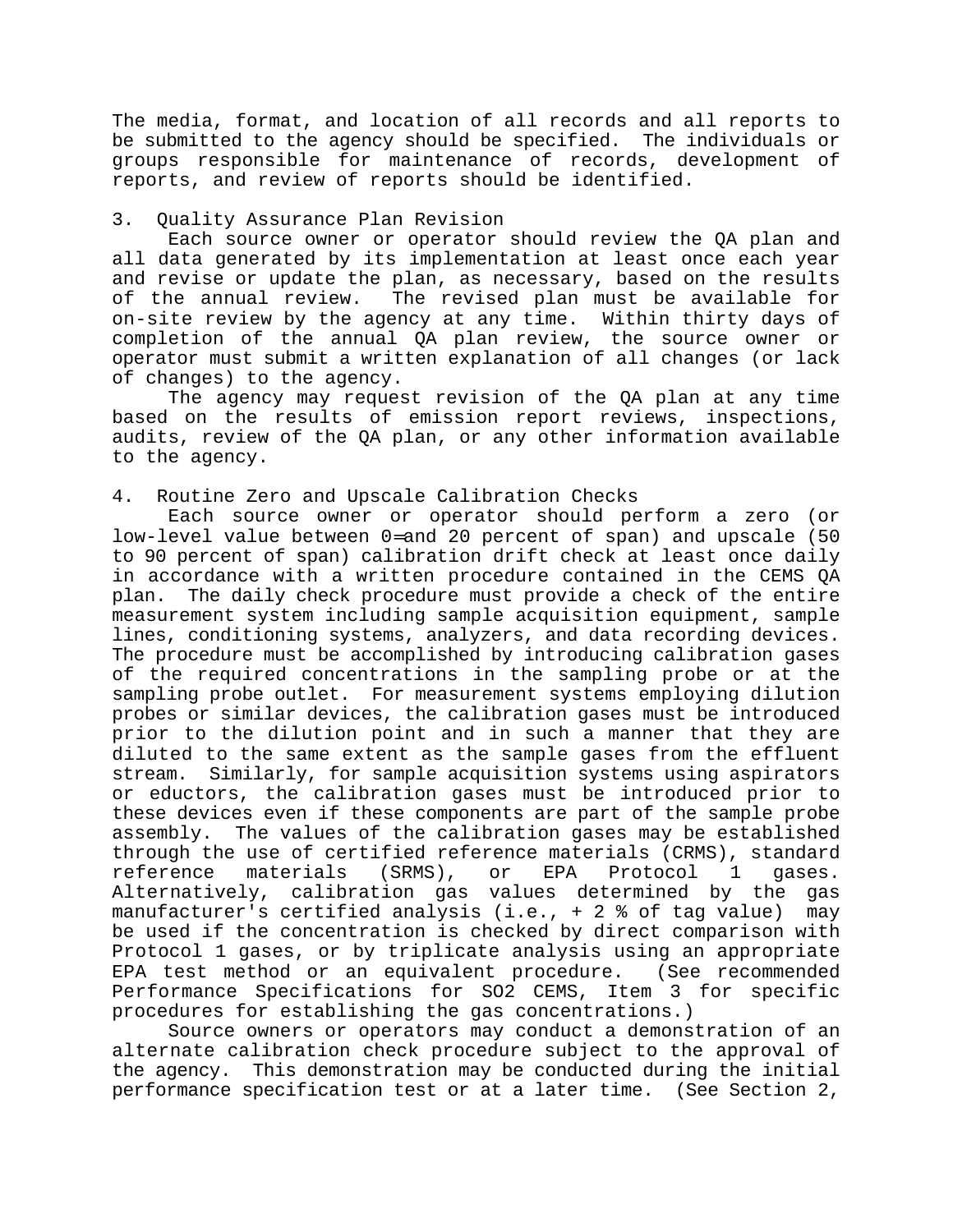The media, format, and location of all records and all reports to be submitted to the agency should be specified. The individuals or groups responsible for maintenance of records, development of reports, and review of reports should be identified.

3. Quality Assurance Plan Revision

Each source owner or operator should review the QA plan and all data generated by its implementation at least once each year and revise or update the plan, as necessary, based on the results of the annual review. The revised plan must be available for on-site review by the agency at any time. Within thirty days of completion of the annual QA plan review, the source owner or operator must submit a written explanation of all changes (or lack of changes) to the agency.

The agency may request revision of the QA plan at any time based on the results of emission report reviews, inspections, audits, review of the QA plan, or any other information available to the agency.

4. Routine Zero and Upscale Calibration Checks

Each source owner or operator should perform a zero (or low-level value between 0 and 20 percent of span) and upscale (50 to 90 percent of span) calibration drift check at least once daily in accordance with a written procedure contained in the CEMS QA plan. The daily check procedure must provide a check of the entire measurement system including sample acquisition equipment, sample lines, conditioning systems, analyzers, and data recording devices. The procedure must be accomplished by introducing calibration gases of the required concentrations in the sampling probe or at the sampling probe outlet. For measurement systems employing dilution probes or similar devices, the calibration gases must be introduced prior to the dilution point and in such a manner that they are diluted to the same extent as the sample gases from the effluent stream. Similarly, for sample acquisition systems using aspirators or eductors, the calibration gases must be introduced prior to these devices even if these components are part of the sample probe assembly. The values of the calibration gases may be established through the use of certified reference materials (CRMS), standard reference materials (SRMS), or EPA Protocol 1 gases. Alternatively, calibration gas values determined by the gas manufacturer's certified analysis (i.e., + 2 % of tag value) may be used if the concentration is checked by direct comparison with Protocol 1 gases, or by triplicate analysis using an appropriate EPA test method or an equivalent procedure. (See recommended Performance Specifications for $SO_2$ CEMS, Item 3 for specific procedures for establishing the gas concentrations.)

Source owners or operators may conduct a demonstration of an alternate calibration check procedure subject to the approval of the agency. This demonstration may be conducted during the initial performance specification test or at a later time. (See Section 2,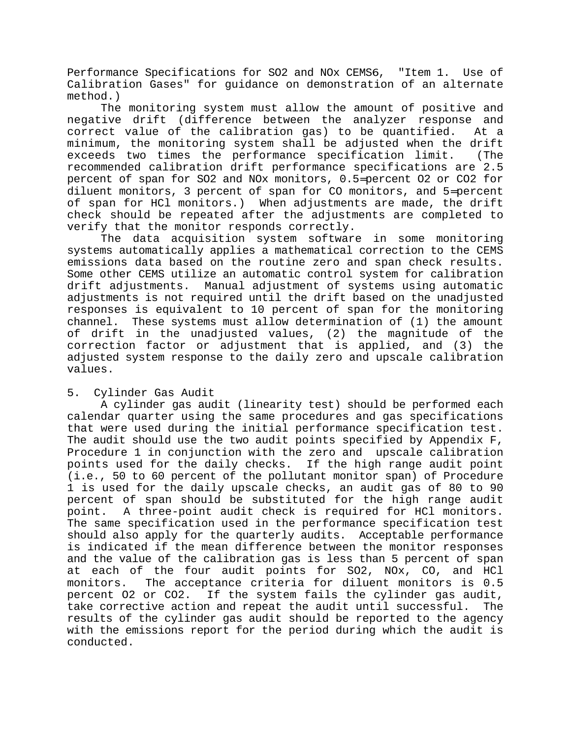Performance Specifications for $SO_2$ and $NO_x$ CEMS6, "Item 1. Use of Calibration Gases" for guidance on demonstration of an alternate method.)

The monitoring system must allow the amount of positive and negative drift (difference between the analyzer response and correct value of the calibration gas) to be quantified. At a minimum, the monitoring system shall be adjusted when the drift exceeds two times the performance specification limit. (The recommended calibration drift performance specifications are 2.5 percent of span for $SO_2$ and $NO_x$ monitors, 0.5 percent $O_2$ or $CO_2$ for diluent monitors, 3 percent of span for CO monitors, and 5 percent of span for HCl monitors.) When adjustments are made, the drift check should be repeated after the adjustments are completed to verify that the monitor responds correctly.

The data acquisition system software in some monitoring systems automatically applies a mathematical correction to the CEMS emissions data based on the routine zero and span check results. Some other CEMS utilize an automatic control system for calibration drift adjustments. Manual adjustment of systems using automatic adjustments is not required until the drift based on the unadjusted responses is equivalent to 10 percent of span for the monitoring channel. These systems must allow determination of (1) the amount of drift in the unadjusted values, (2) the magnitude of the correction factor or adjustment that is applied, and (3) the adjusted system response to the daily zero and upscale calibration values.

5. Cylinder Gas Audit

A cylinder gas audit (linearity test) should be performed each calendar quarter using the same procedures and gas specifications that were used during the initial performance specification test. The audit should use the two audit points specified by Appendix F, Procedure 1 in conjunction with the zero and upscale calibration points used for the daily checks. If the high range audit point (i.e., 50 to 60 percent of the pollutant monitor span) of Procedure 1 is used for the daily upscale checks, an audit gas of 80 to 90 percent of span should be substituted for the high range audit point. A three-point audit check is required for HCl monitors. The same specification used in the performance specification test should also apply for the quarterly audits. Acceptable performance is indicated if the mean difference between the monitor responses and the value of the calibration gas is less than 5 percent of span at each of the four audit points for $SO_2$, $NO_x$, CO, and HCl monitors. The acceptance criteria for diluent monitors is 0.5 percent $O_2$ or $CO_2$. If the system fails the cylinder gas audit, take corrective action and repeat the audit until successful. The results of the cylinder gas audit should be reported to the agency with the emissions report for the period during which the audit is conducted.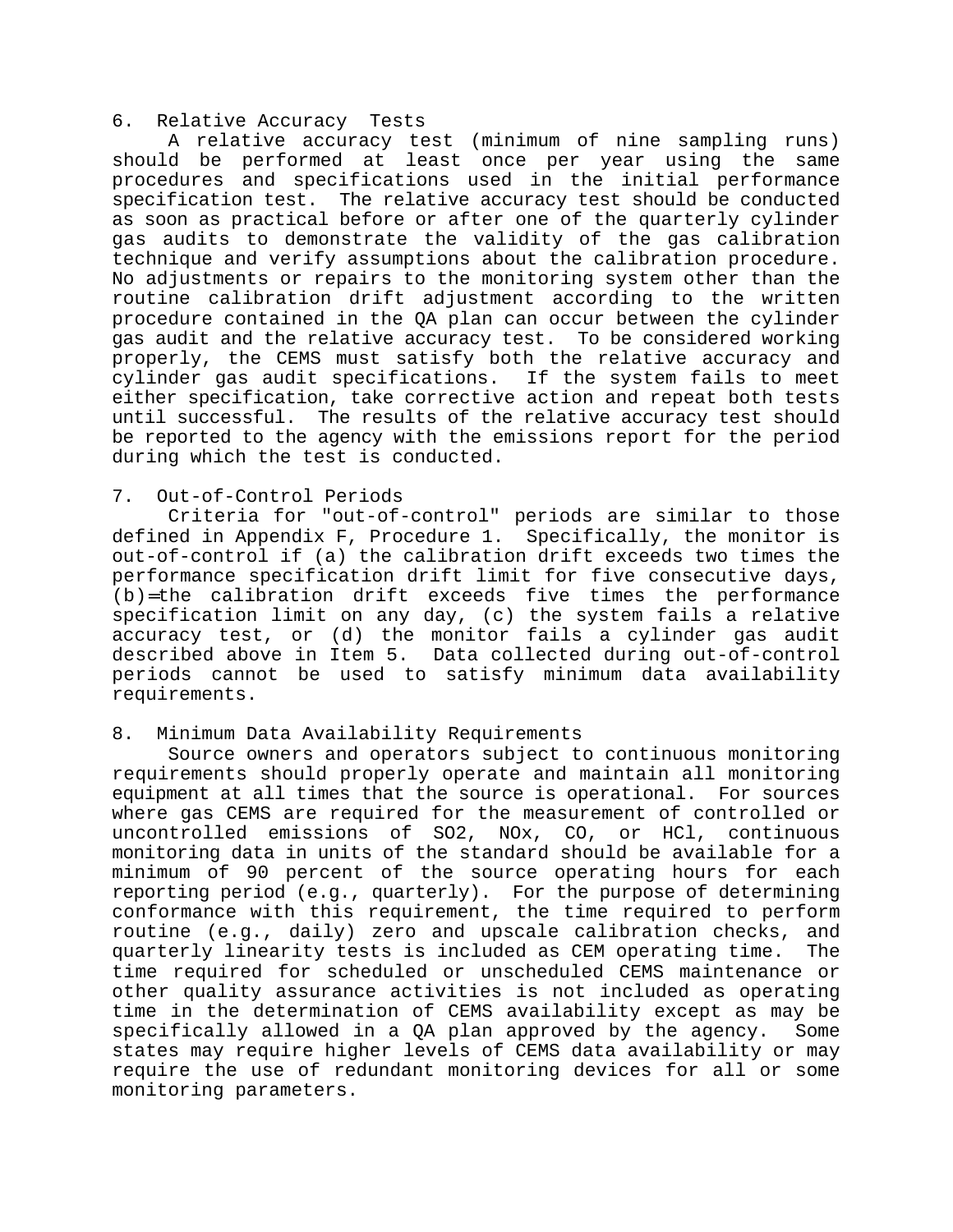6. Relative Accuracy Tests

A relative accuracy test (minimum of nine sampling runs) should be performed at least once per year using the same procedures and specifications used in the initial performance specification test. The relative accuracy test should be conducted as soon as practical before or after one of the quarterly cylinder gas audits to demonstrate the validity of the gas calibration technique and verify assumptions about the calibration procedure. No adjustments or repairs to the monitoring system other than the routine calibration drift adjustment according to the written procedure contained in the QA plan can occur between the cylinder gas audit and the relative accuracy test. To be considered working properly, the CEMS must satisfy both the relative accuracy and cylinder gas audit specifications. If the system fails to meet either specification, take corrective action and repeat both tests until successful. The results of the relative accuracy test should be reported to the agency with the emissions report for the period during which the test is conducted.

7. Out-of-Control Periods

Criteria for "out-of-control" periods are similar to those defined in Appendix F, Procedure 1. Specifically, the monitor is out-of-control if (a) the calibration drift exceeds two times the performance specification drift limit for five consecutive days, (b) the calibration drift exceeds five times the performance specification limit on any day, (c) the system fails a relative accuracy test, or (d) the monitor fails a cylinder gas audit described above in Item 5. Data collected during out-of-control periods cannot be used to satisfy minimum data availability requirements.

8. Minimum Data Availability Requirements

Source owners and operators subject to continuous monitoring requirements should properly operate and maintain all monitoring equipment at all times that the source is operational. For sources where gas CEMS are required for the measurement of controlled or uncontrolled emissions of $SO_2$, $NO_x$, CO, or HCl, continuous monitoring data in units of the standard should be available for a minimum of 90 percent of the source operating hours for each reporting period (e.g., quarterly). For the purpose of determining conformance with this requirement, the time required to perform routine (e.g., daily) zero and upscale calibration checks, and quarterly linearity tests is included as CEM operating time. The time required for scheduled or unscheduled CEMS maintenance or other quality assurance activities is not included as operating time in the determination of CEMS availability except as may be specifically allowed in a QA plan approved by the agency. Some states may require higher levels of CEMS data availability or may require the use of redundant monitoring devices for all or some monitoring parameters.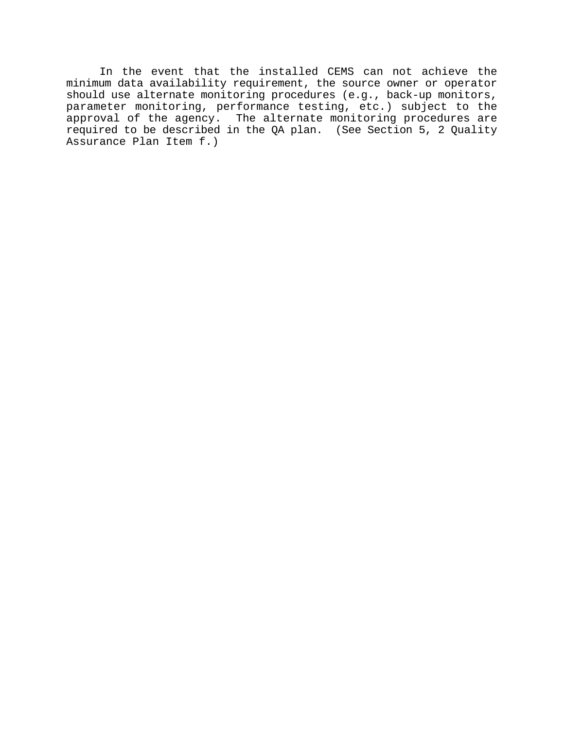In the event that the installed CEMS can not achieve the minimum data availability requirement, the source owner or operator should use alternate monitoring procedures (e.g., back-up monitors, parameter monitoring, performance testing, etc.) subject to the approval of the agency. The alternate monitoring procedures are required to be described in the QA plan. (See Section 5, 2 Quality Assurance Plan Item f.)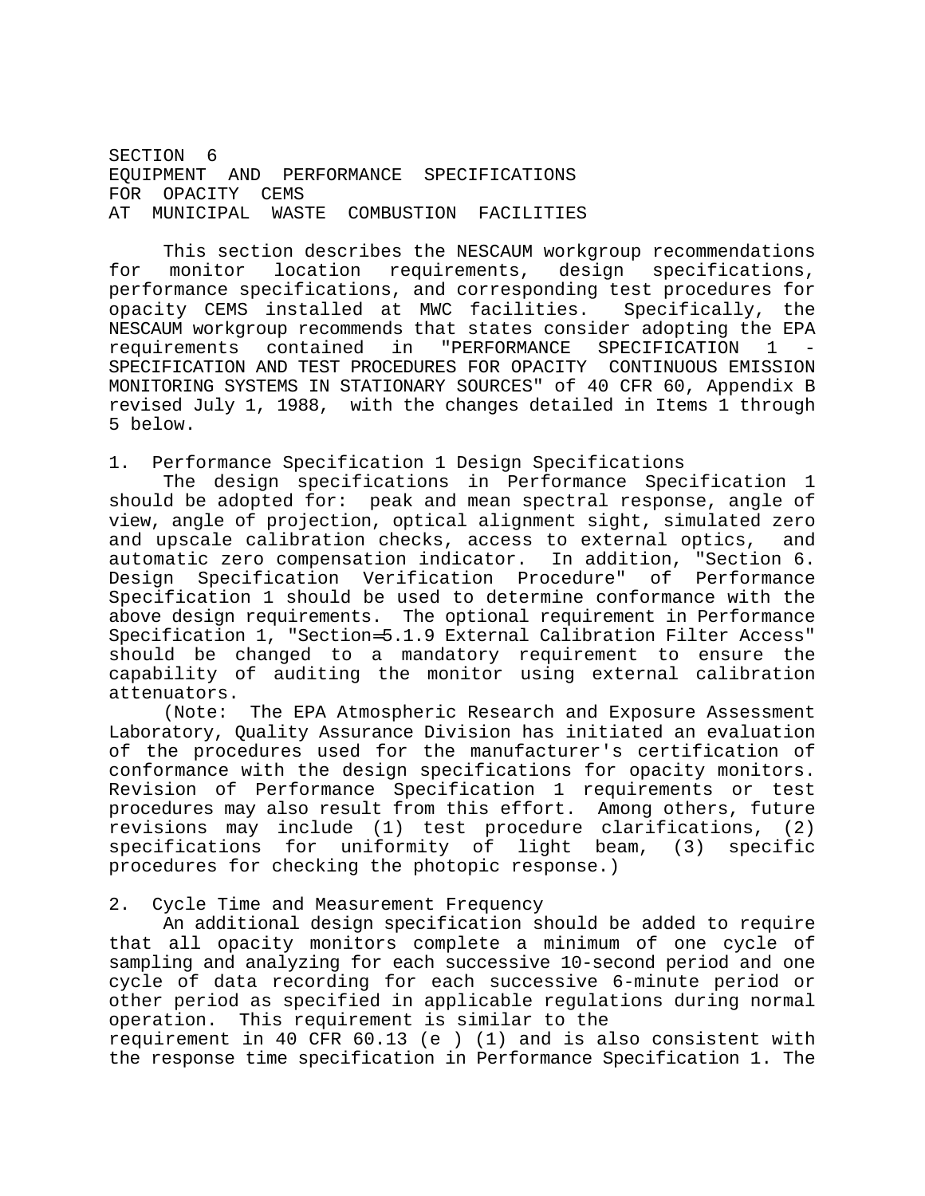# SECTION 6
# EQUIPMENT AND PERFORMANCE SPECIFICATIONS FOR OPACITY CEMS AT MUNICIPAL WASTE COMBUSTION FACILITIES

This section describes the NESCAUM workgroup recommendations for monitor location requirements, design specifications, performance specifications, and corresponding test procedures for opacity CEMS installed at MWC facilities. Specifically, the NESCAUM workgroup recommends that states consider adopting the EPA requirements contained in "PERFORMANCE SPECIFICATION 1 - SPECIFICATION AND TEST PROCEDURES FOR OPACITY CONTINUOUS EMISSION MONITORING SYSTEMS IN STATIONARY SOURCES" of 40 CFR 60, Appendix B revised July 1, 1988, with the changes detailed in Items 1 through 5 below.

1. Performance Specification 1 Design Specifications

The design specifications in Performance Specification 1 should be adopted for: peak and mean spectral response, angle of view, angle of projection, optical alignment sight, simulated zero and upscale calibration checks, access to external optics, and automatic zero compensation indicator. In addition, "Section 6. Design Specification Verification Procedure" of Performance Specification 1 should be used to determine conformance with the above design requirements. The optional requirement in Performance Specification 1, "Section=5.1.9 External Calibration Filter Access" should be changed to a mandatory requirement to ensure the capability of auditing the monitor using external calibration attenuators.

(Note: The EPA Atmospheric Research and Exposure Assessment Laboratory, Quality Assurance Division has initiated an evaluation of the procedures used for the manufacturer's certification of conformance with the design specifications for opacity monitors. Revision of Performance Specification 1 requirements or test procedures may also result from this effort. Among others, future revisions may include (1) test procedure clarifications, (2) specifications for uniformity of light beam, (3) specific procedures for checking the photopic response.)

2. Cycle Time and Measurement Frequency

An additional design specification should be added to require that all opacity monitors complete a minimum of one cycle of sampling and analyzing for each successive 10-second period and one cycle of data recording for each successive 6-minute period or other period as specified in applicable regulations during normal operation. This requirement is similar to the requirement in 40 CFR 60.13 (e ) (1) and is also consistent with the response time specification in Performance Specification 1. The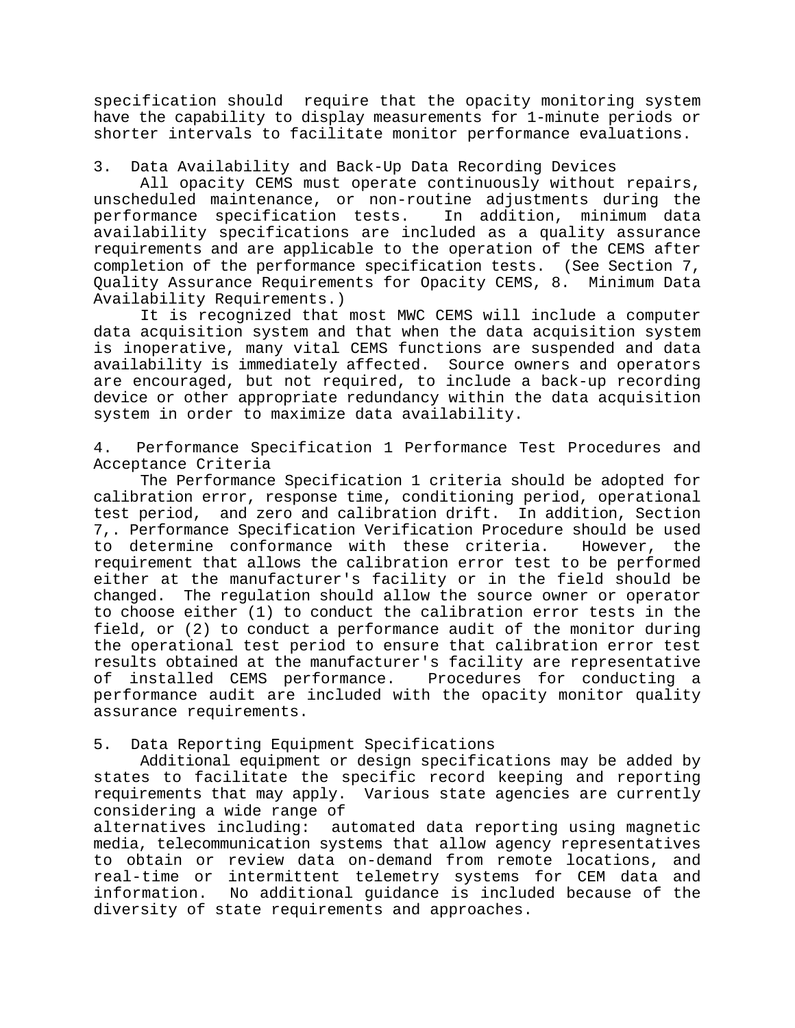specification should require that the opacity monitoring system have the capability to display measurements for 1-minute periods or shorter intervals to facilitate monitor performance evaluations.

### 3. Data Availability and Back-Up Data Recording Devices

All opacity CEMS must operate continuously without repairs, unscheduled maintenance, or non-routine adjustments during the performance specification tests. In addition, minimum data availability specifications are included as a quality assurance requirements and are applicable to the operation of the CEMS after completion of the performance specification tests. (See Section 7, Quality Assurance Requirements for Opacity CEMS, 8. Minimum Data Availability Requirements.)

It is recognized that most MWC CEMS will include a computer data acquisition system and that when the data acquisition system is inoperative, many vital CEMS functions are suspended and data availability is immediately affected. Source owners and operators are encouraged, but not required, to include a back-up recording device or other appropriate redundancy within the data acquisition system in order to maximize data availability.

### 4. Performance Specification 1 Performance Test Procedures and Acceptance Criteria

The Performance Specification 1 criteria should be adopted for calibration error, response time, conditioning period, operational test period, and zero and calibration drift. In addition, Section 7,. Performance Specification Verification Procedure should be used to determine conformance with these criteria. However, the requirement that allows the calibration error test to be performed either at the manufacturer's facility or in the field should be changed. The regulation should allow the source owner or operator to choose either (1) to conduct the calibration error tests in the field, or (2) to conduct a performance audit of the monitor during the operational test period to ensure that calibration error test results obtained at the manufacturer's facility are representative of installed CEMS performance. Procedures for conducting a performance audit are included with the opacity monitor quality assurance requirements.

### 5. Data Reporting Equipment Specifications

Additional equipment or design specifications may be added by states to facilitate the specific record keeping and reporting requirements that may apply. Various state agencies are currently considering a wide range of alternatives including: automated data reporting using magnetic media, telecommunication systems that allow agency representatives to obtain or review data on-demand from remote locations, and real-time or intermittent telemetry systems for CEM data and information. No additional guidance is included because of the diversity of state requirements and approaches.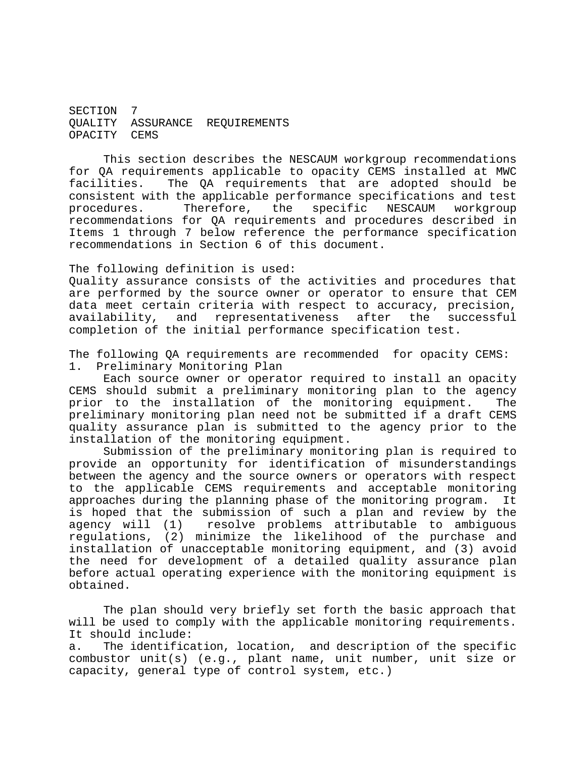# SECTION 7
# QUALITY ASSURANCE REQUIREMENTS
# OPACITY CEMS

This section describes the NESCAUM workgroup recommendations for QA requirements applicable to opacity CEMS installed at MWC facilities. The QA requirements that are adopted should be consistent with the applicable performance specifications and test procedures. Therefore, the specific NESCAUM workgroup recommendations for QA requirements and procedures described in Items 1 through 7 below reference the performance specification recommendations in Section 6 of this document.

The following definition is used:
Quality assurance consists of the activities and procedures that are performed by the source owner or operator to ensure that CEM data meet certain criteria with respect to accuracy, precision, availability, and representativeness after the successful completion of the initial performance specification test.

The following QA requirements are recommended for opacity CEMS:

1. Preliminary Monitoring Plan

Each source owner or operator required to install an opacity CEMS should submit a preliminary monitoring plan to the agency prior to the installation of the monitoring equipment. The preliminary monitoring plan need not be submitted if a draft CEMS quality assurance plan is submitted to the agency prior to the installation of the monitoring equipment.

Submission of the preliminary monitoring plan is required to provide an opportunity for identification of misunderstandings between the agency and the source owners or operators with respect to the applicable CEMS requirements and acceptable monitoring approaches during the planning phase of the monitoring program. It is hoped that the submission of such a plan and review by the agency will (1) resolve problems attributable to ambiguous regulations, (2) minimize the likelihood of the purchase and installation of unacceptable monitoring equipment, and (3) avoid the need for development of a detailed quality assurance plan before actual operating experience with the monitoring equipment is obtained.

The plan should very briefly set forth the basic approach that will be used to comply with the applicable monitoring requirements. It should include:

a. The identification, location, and description of the specific combustor unit(s) (e.g., plant name, unit number, unit size or capacity, general type of control system, etc.)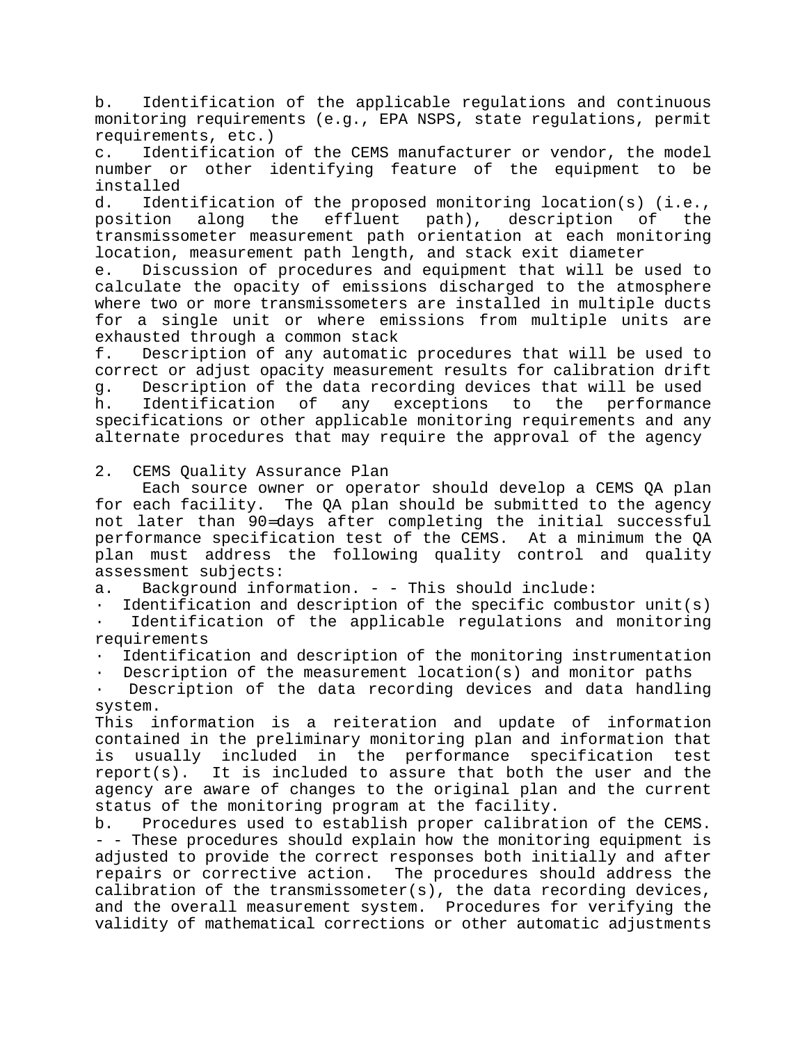b. Identification of the applicable regulations and continuous monitoring requirements (e.g., EPA NSPS, state regulations, permit requirements, etc.)

c. Identification of the CEMS manufacturer or vendor, the model number or other identifying feature of the equipment to be installed

d. Identification of the proposed monitoring location(s) (i.e., position along the effluent path), description of the transmissometer measurement path orientation at each monitoring location, measurement path length, and stack exit diameter

e. Discussion of procedures and equipment that will be used to calculate the opacity of emissions discharged to the atmosphere where two or more transmissometers are installed in multiple ducts for a single unit or where emissions from multiple units are exhausted through a common stack

f. Description of any automatic procedures that will be used to correct or adjust opacity measurement results for calibration drift

g. Description of the data recording devices that will be used

h. Identification of any exceptions to the performance specifications or other applicable monitoring requirements and any alternate procedures that may require the approval of the agency

2. CEMS Quality Assurance Plan

Each source owner or operator should develop a CEMS QA plan for each facility. The QA plan should be submitted to the agency not later than 90 days after completing the initial successful performance specification test of the CEMS. At a minimum the QA plan must address the following quality control and quality assessment subjects:

a. Background information. - - This should include:

- Identification and description of the specific combustor unit(s)
- Identification of the applicable regulations and monitoring requirements
- Identification and description of the monitoring instrumentation
- Description of the measurement location(s) and monitor paths
- Description of the data recording devices and data handling system.

This information is a reiteration and update of information contained in the preliminary monitoring plan and information that is usually included in the performance specification test report(s). It is included to assure that both the user and the agency are aware of changes to the original plan and the current status of the monitoring program at the facility.

b. Procedures used to establish proper calibration of the CEMS. - - These procedures should explain how the monitoring equipment is adjusted to provide the correct responses both initially and after repairs or corrective action. The procedures should address the calibration of the transmissometer(s), the data recording devices, and the overall measurement system. Procedures for verifying the validity of mathematical corrections or other automatic adjustments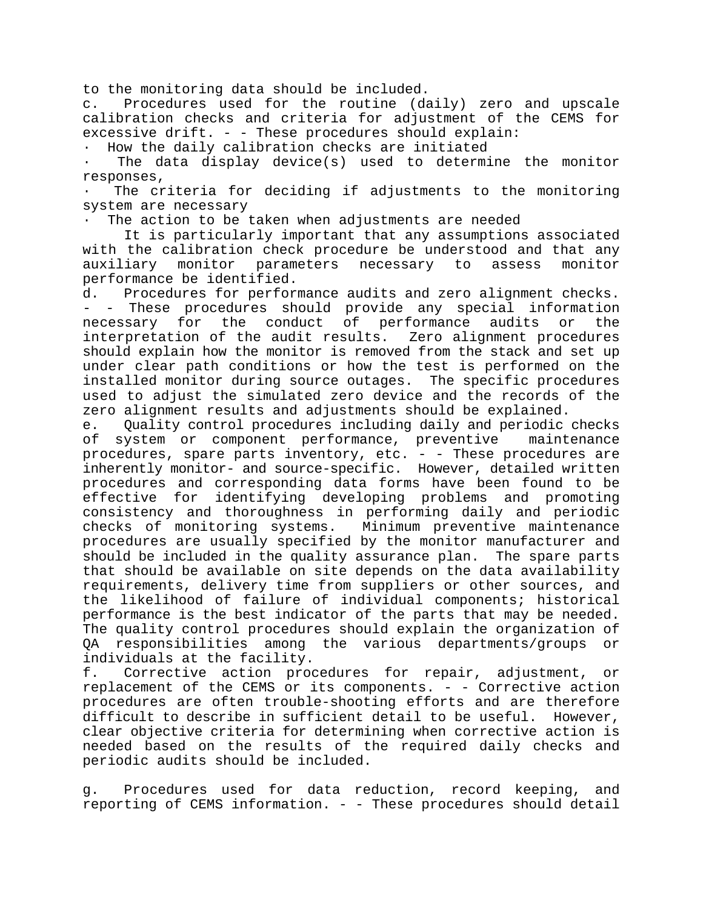to the monitoring data should be included.

c. Procedures used for the routine (daily) zero and upscale calibration checks and criteria for adjustment of the CEMS for excessive drift. - - These procedures should explain:

- How the daily calibration checks are initiated
- The data display device(s) used to determine the monitor responses,
- The criteria for deciding if adjustments to the monitoring system are necessary
- The action to be taken when adjustments are needed

It is particularly important that any assumptions associated with the calibration check procedure be understood and that any auxiliary monitor parameters necessary to assess monitor performance be identified.

d. Procedures for performance audits and zero alignment checks. - - These procedures should provide any special information necessary for the conduct of performance audits or the interpretation of the audit results. Zero alignment procedures should explain how the monitor is removed from the stack and set up under clear path conditions or how the test is performed on the installed monitor during source outages. The specific procedures used to adjust the simulated zero device and the records of the zero alignment results and adjustments should be explained.

e. Quality control procedures including daily and periodic checks of system or component performance, preventive maintenance procedures, spare parts inventory, etc. - - These procedures are inherently monitor- and source-specific. However, detailed written procedures and corresponding data forms have been found to be effective for identifying developing problems and promoting consistency and thoroughness in performing daily and periodic checks of monitoring systems. Minimum preventive maintenance procedures are usually specified by the monitor manufacturer and should be included in the quality assurance plan. The spare parts that should be available on site depends on the data availability requirements, delivery time from suppliers or other sources, and the likelihood of failure of individual components; historical performance is the best indicator of the parts that may be needed. The quality control procedures should explain the organization of QA responsibilities among the various departments/groups or individuals at the facility.

f. Corrective action procedures for repair, adjustment, or replacement of the CEMS or its components. - - Corrective action procedures are often trouble-shooting efforts and are therefore difficult to describe in sufficient detail to be useful. However, clear objective criteria for determining when corrective action is needed based on the results of the required daily checks and periodic audits should be included.

g. Procedures used for data reduction, record keeping, and reporting of CEMS information. - - These procedures should detail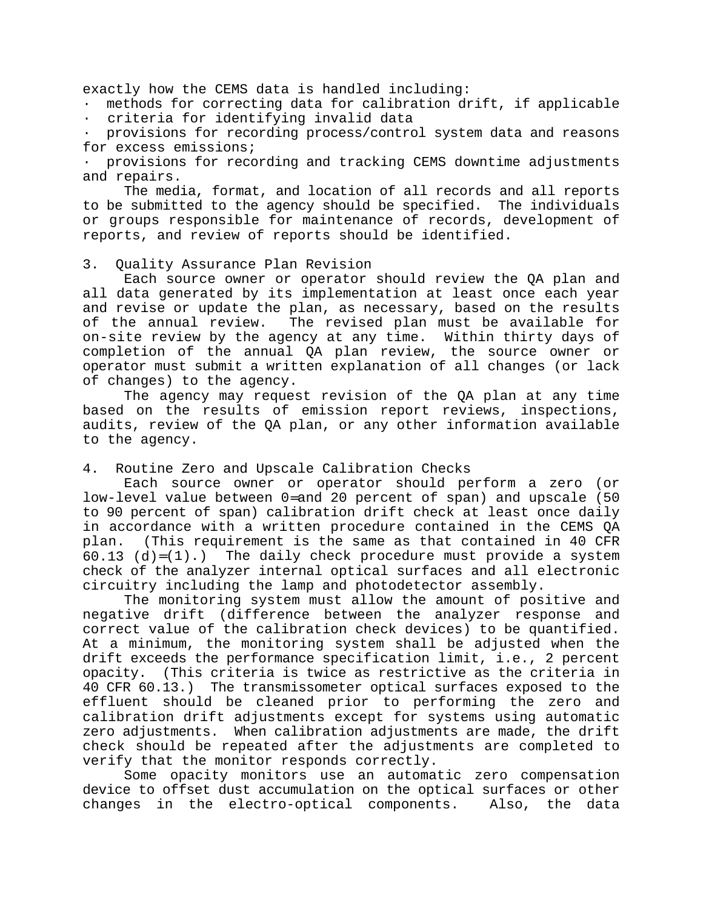exactly how the CEMS data is handled including:

- methods for correcting data for calibration drift, if applicable
- criteria for identifying invalid data
- provisions for recording process/control system data and reasons for excess emissions;
- provisions for recording and tracking CEMS downtime adjustments and repairs.

The media, format, and location of all records and all reports to be submitted to the agency should be specified. The individuals or groups responsible for maintenance of records, development of reports, and review of reports should be identified.

3. Quality Assurance Plan Revision

Each source owner or operator should review the QA plan and all data generated by its implementation at least once each year and revise or update the plan, as necessary, based on the results of the annual review. The revised plan must be available for on-site review by the agency at any time. Within thirty days of completion of the annual QA plan review, the source owner or operator must submit a written explanation of all changes (or lack of changes) to the agency.

The agency may request revision of the QA plan at any time based on the results of emission report reviews, inspections, audits, review of the QA plan, or any other information available to the agency.

4. Routine Zero and Upscale Calibration Checks

Each source owner or operator should perform a zero (or low-level value between 0—and 20 percent of span) and upscale (50 to 90 percent of span) calibration drift check at least once daily in accordance with a written procedure contained in the CEMS QA plan. (This requirement is the same as that contained in 40 CFR 60.13 (d)—(1).) The daily check procedure must provide a system check of the analyzer internal optical surfaces and all electronic circuitry including the lamp and photodetector assembly.

The monitoring system must allow the amount of positive and negative drift (difference between the analyzer response and correct value of the calibration check devices) to be quantified. At a minimum, the monitoring system shall be adjusted when the drift exceeds the performance specification limit, i.e., 2 percent opacity. (This criteria is twice as restrictive as the criteria in 40 CFR 60.13.) The transmissometer optical surfaces exposed to the effluent should be cleaned prior to performing the zero and calibration drift adjustments except for systems using automatic zero adjustments. When calibration adjustments are made, the drift check should be repeated after the adjustments are completed to verify that the monitor responds correctly.

Some opacity monitors use an automatic zero compensation device to offset dust accumulation on the optical surfaces or other changes in the electro-optical components. Also, the data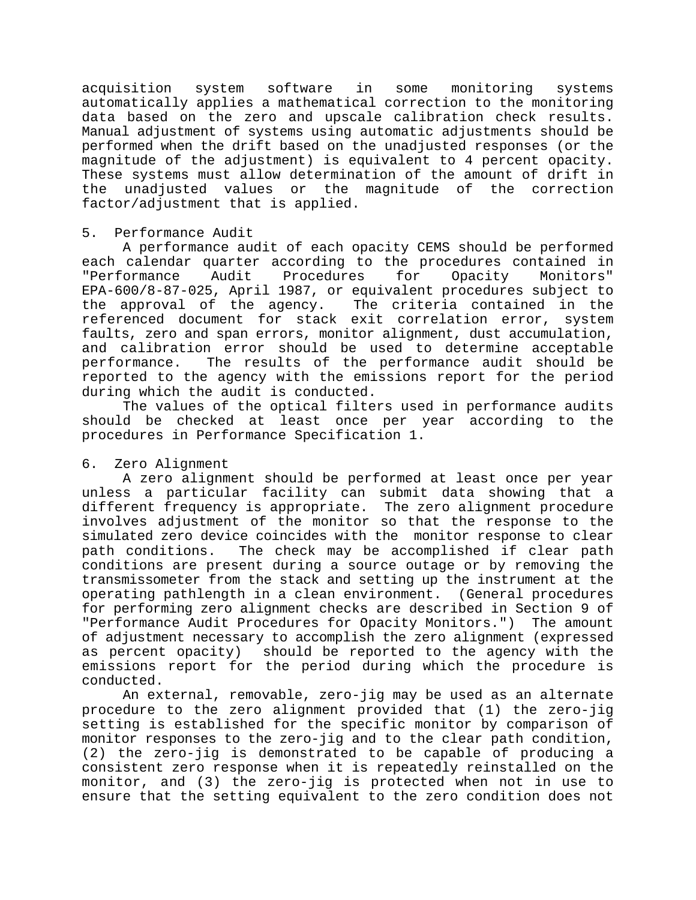acquisition system software in some monitoring systems automatically applies a mathematical correction to the monitoring data based on the zero and upscale calibration check results. Manual adjustment of systems using automatic adjustments should be performed when the drift based on the unadjusted responses (or the magnitude of the adjustment) is equivalent to 4 percent opacity. These systems must allow determination of the amount of drift in the unadjusted values or the magnitude of the correction factor/adjustment that is applied.

## 5. Performance Audit

A performance audit of each opacity CEMS should be performed each calendar quarter according to the procedures contained in "Performance Audit Procedures for Opacity Monitors" EPA-600/8-87-025, April 1987, or equivalent procedures subject to the approval of the agency. The criteria contained in the referenced document for stack exit correlation error, system faults, zero and span errors, monitor alignment, dust accumulation, and calibration error should be used to determine acceptable performance. The results of the performance audit should be reported to the agency with the emissions report for the period during which the audit is conducted.

The values of the optical filters used in performance audits should be checked at least once per year according to the procedures in Performance Specification 1.

## 6. Zero Alignment

A zero alignment should be performed at least once per year unless a particular facility can submit data showing that a different frequency is appropriate. The zero alignment procedure involves adjustment of the monitor so that the response to the simulated zero device coincides with the monitor response to clear path conditions. The check may be accomplished if clear path conditions are present during a source outage or by removing the transmissometer from the stack and setting up the instrument at the operating pathlength in a clean environment. (General procedures for performing zero alignment checks are described in Section 9 of "Performance Audit Procedures for Opacity Monitors.") The amount of adjustment necessary to accomplish the zero alignment (expressed as percent opacity) should be reported to the agency with the emissions report for the period during which the procedure is conducted.

An external, removable, zero-jig may be used as an alternate procedure to the zero alignment provided that (1) the zero-jig setting is established for the specific monitor by comparison of monitor responses to the zero-jig and to the clear path condition, (2) the zero-jig is demonstrated to be capable of producing a consistent zero response when it is repeatedly reinstalled on the monitor, and (3) the zero-jig is protected when not in use to ensure that the setting equivalent to the zero condition does not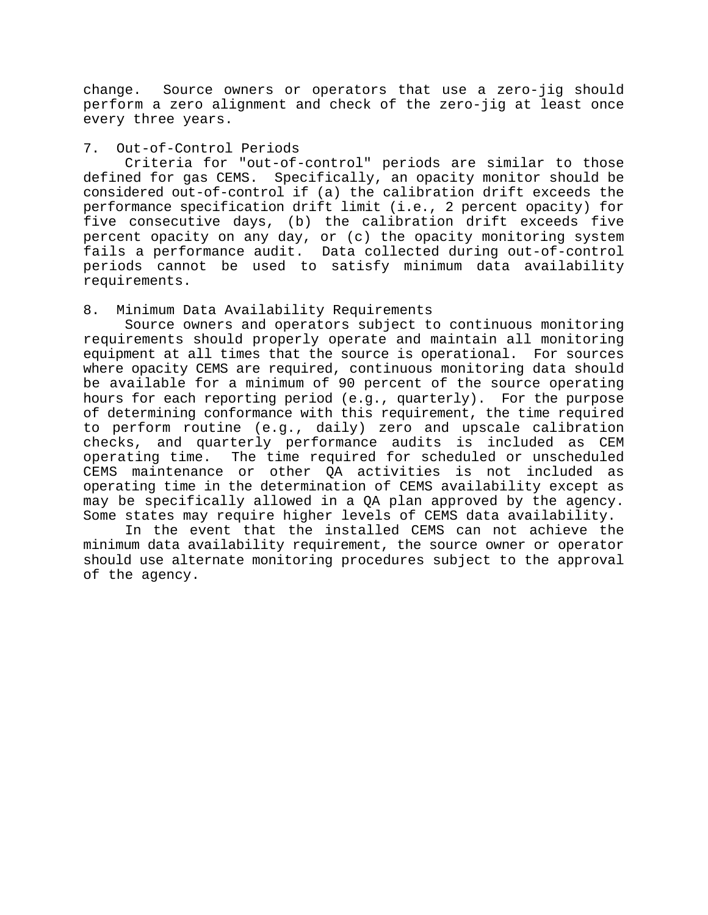change. Source owners or operators that use a zero-jig should perform a zero alignment and check of the zero-jig at least once every three years.

## 7. Out-of-Control Periods

Criteria for "out-of-control" periods are similar to those defined for gas CEMS. Specifically, an opacity monitor should be considered out-of-control if (a) the calibration drift exceeds the performance specification drift limit (i.e., 2 percent opacity) for five consecutive days, (b) the calibration drift exceeds five percent opacity on any day, or (c) the opacity monitoring system fails a performance audit. Data collected during out-of-control periods cannot be used to satisfy minimum data availability requirements.

## 8. Minimum Data Availability Requirements

Source owners and operators subject to continuous monitoring requirements should properly operate and maintain all monitoring equipment at all times that the source is operational. For sources where opacity CEMS are required, continuous monitoring data should be available for a minimum of 90 percent of the source operating hours for each reporting period (e.g., quarterly). For the purpose of determining conformance with this requirement, the time required to perform routine (e.g., daily) zero and upscale calibration checks, and quarterly performance audits is included as CEM operating time. The time required for scheduled or unscheduled CEMS maintenance or other QA activities is not included as operating time in the determination of CEMS availability except as may be specifically allowed in a QA plan approved by the agency. Some states may require higher levels of CEMS data availability.

In the event that the installed CEMS can not achieve the minimum data availability requirement, the source owner or operator should use alternate monitoring procedures subject to the approval of the agency.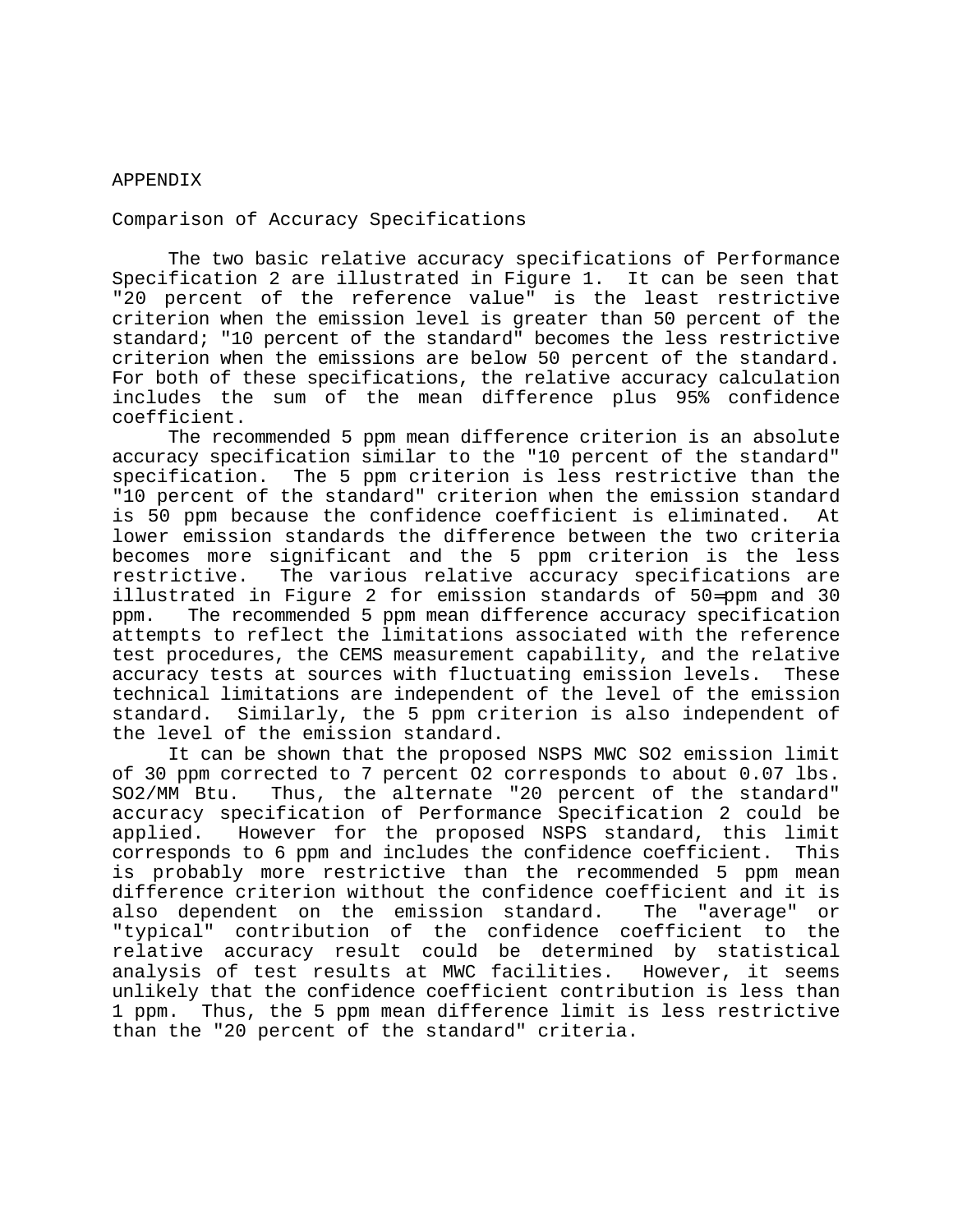# APPENDIX

## Comparison of Accuracy Specifications

The two basic relative accuracy specifications of Performance Specification 2 are illustrated in Figure 1. It can be seen that "20 percent of the reference value" is the least restrictive criterion when the emission level is greater than 50 percent of the standard; "10 percent of the standard" becomes the less restrictive criterion when the emissions are below 50 percent of the standard. For both of these specifications, the relative accuracy calculation includes the sum of the mean difference plus 95% confidence coefficient.

The recommended 5 ppm mean difference criterion is an absolute accuracy specification similar to the "10 percent of the standard" specification. The 5 ppm criterion is less restrictive than the "10 percent of the standard" criterion when the emission standard is 50 ppm because the confidence coefficient is eliminated. At lower emission standards the difference between the two criteria becomes more significant and the 5 ppm criterion is the less restrictive. The various relative accuracy specifications are illustrated in Figure 2 for emission standards of 50 ppm and 30 ppm. The recommended 5 ppm mean difference accuracy specification attempts to reflect the limitations associated with the reference test procedures, the CEMS measurement capability, and the relative accuracy tests at sources with fluctuating emission levels. These technical limitations are independent of the level of the emission standard. Similarly, the 5 ppm criterion is also independent of the level of the emission standard.

It can be shown that the proposed NSPS MWC $SO_2$ emission limit of 30 ppm corrected to 7 percent $O_2$ corresponds to about 0.07 lbs. $SO_2$/MM Btu. Thus, the alternate "20 percent of the standard" accuracy specification of Performance Specification 2 could be applied. However for the proposed NSPS standard, this limit corresponds to 6 ppm and includes the confidence coefficient. This is probably more restrictive than the recommended 5 ppm mean difference criterion without the confidence coefficient and it is also dependent on the emission standard. The "average" or "typical" contribution of the confidence coefficient to the relative accuracy result could be determined by statistical analysis of test results at MWC facilities. However, it seems unlikely that the confidence coefficient contribution is less than 1 ppm. Thus, the 5 ppm mean difference limit is less restrictive than the "20 percent of the standard" criteria.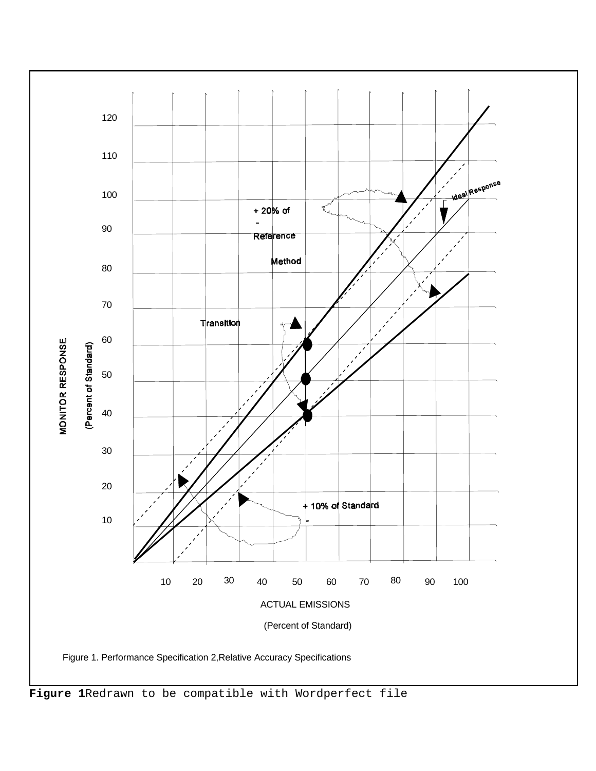120

110

100

90

80

70

60

50

40

30

20

10

MONITOR RESPONSE

(Percent of Standard)

Ideal Response

$\pm$ 20% of Reference Method

Transition

$\pm$ 10% of Standard

10 20 30 40 50 60 70 80 90 100

ACTUAL EMISSIONS

(Percent of Standard)

Figure 1. Performance Specification 2,Relative Accuracy Specifications

**Figure 1**Redrawn to be compatible with Wordperfect file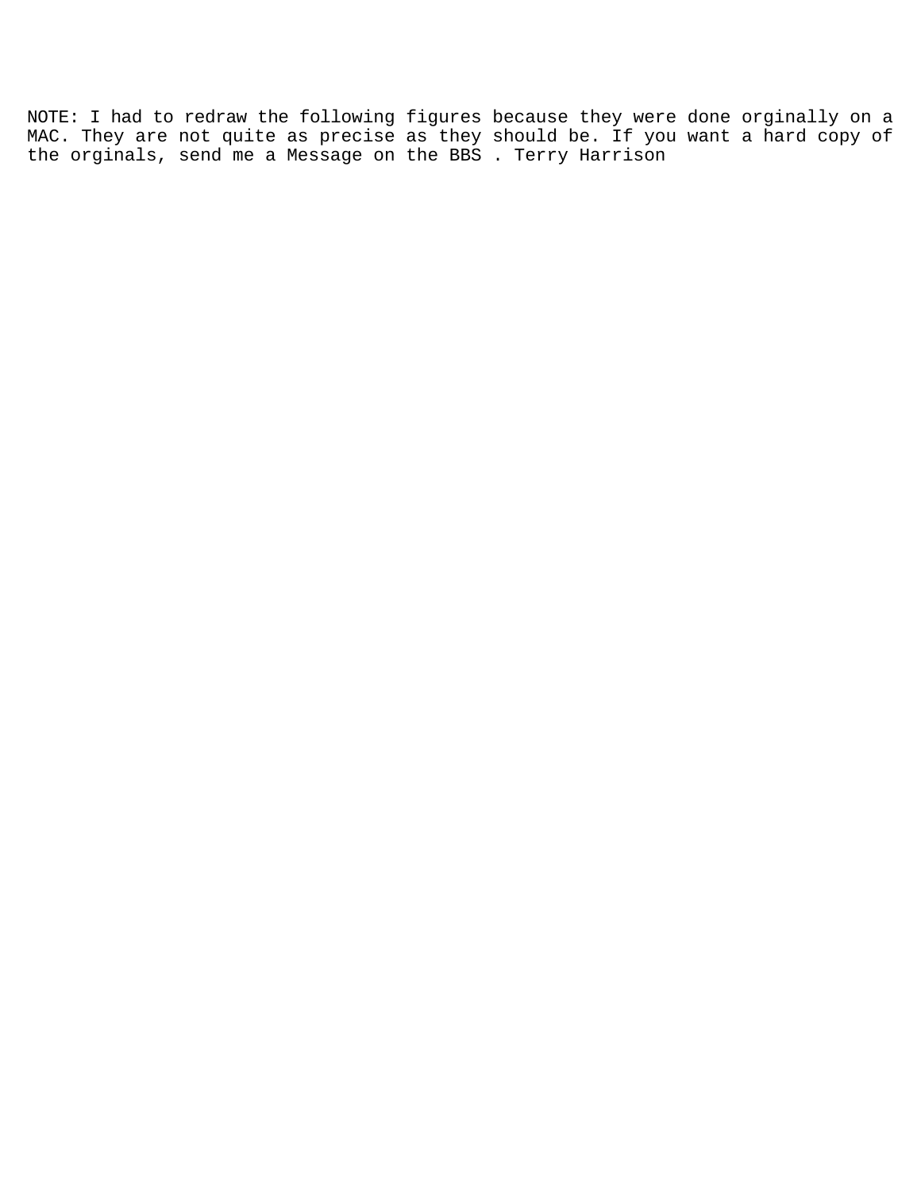NOTE: I had to redraw the following figures because they were done orginally on a MAC. They are not quite as precise as they should be. If you want a hard copy of the orginals, send me a Message on the BBS . Terry Harrison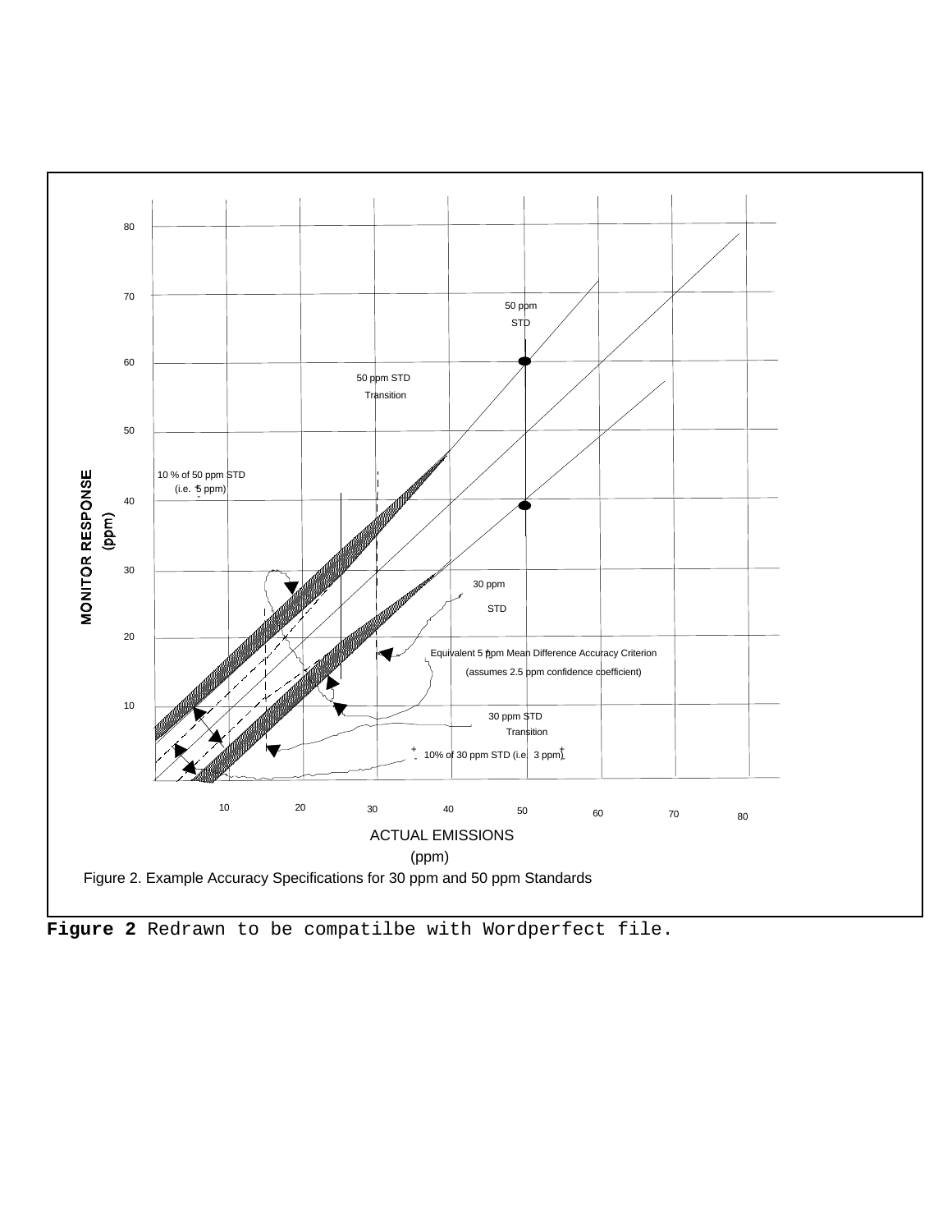80

70

60

50

40

30

20

10

MONITOR RESPONSE (ppm)

50 ppm STD

50 ppm STD Transition

10 % of 50 ppm STD (i.e. ± 5 ppm)

30 ppm STD

Equivalent 5 ppm Mean Difference Accuracy Criterion (assumes 2.5 ppm confidence coefficient)

30 ppm STD Transition

± 10% of 30 ppm STD (i.e. ± 3 ppm)

10 20 30 40 50 60 70 80

ACTUAL EMISSIONS (ppm)

Figure 2. Example Accuracy Specifications for 30 ppm and 50 ppm Standards

**Figure 2** Redrawn to be compatilbe with Wordperfect file.